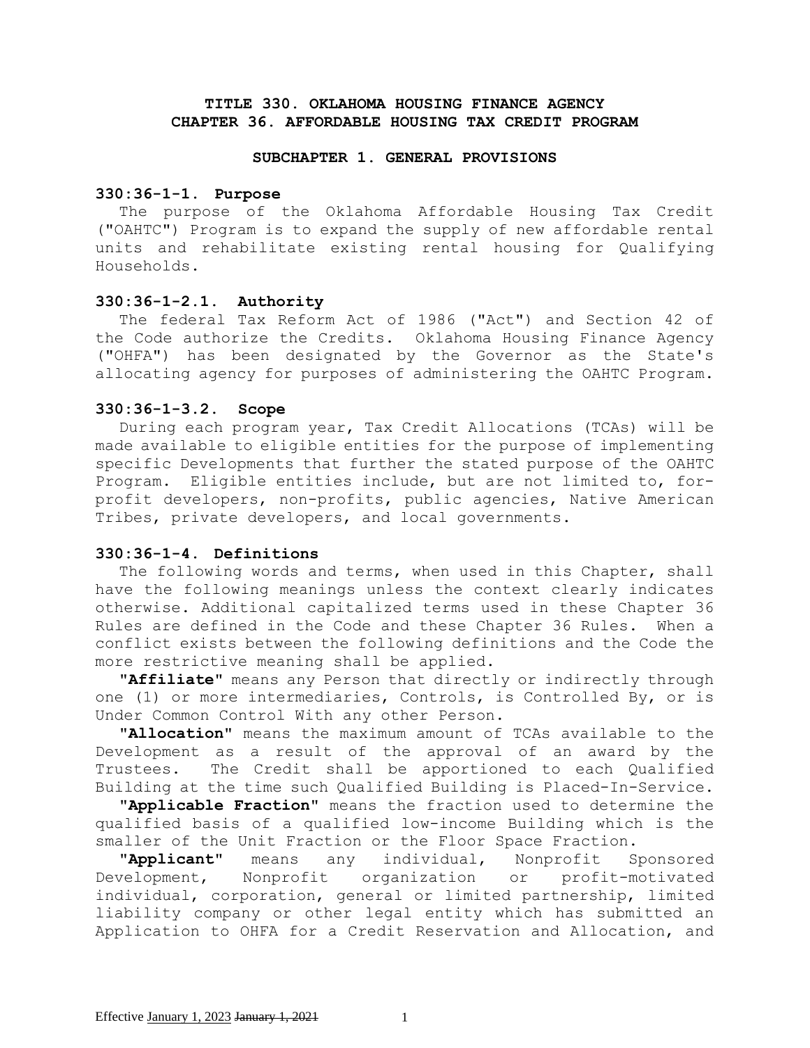# TITLE 330. OKLAHOMA HOUSING FINANCE AGENCY
# CHAPTER 36. AFFORDABLE HOUSING TAX CREDIT PROGRAM

## SUBCHAPTER 1. GENERAL PROVISIONS

### 330:36-1-1. Purpose

The purpose of the Oklahoma Affordable Housing Tax Credit ("OAHTC") Program is to expand the supply of new affordable rental units and rehabilitate existing rental housing for Qualifying Households.

### 330:36-1-2.1. Authority

The federal Tax Reform Act of 1986 ("Act") and Section 42 of the Code authorize the Credits. Oklahoma Housing Finance Agency ("OHFA") has been designated by the Governor as the State's allocating agency for purposes of administering the OAHTC Program.

### 330:36-1-3.2. Scope

During each program year, Tax Credit Allocations (TCAs) will be made available to eligible entities for the purpose of implementing specific Developments that further the stated purpose of the OAHTC Program. Eligible entities include, but are not limited to, for-profit developers, non-profits, public agencies, Native American Tribes, private developers, and local governments.

### 330:36-1-4. Definitions

The following words and terms, when used in this Chapter, shall have the following meanings unless the context clearly indicates otherwise. Additional capitalized terms used in these Chapter 36 Rules are defined in the Code and these Chapter 36 Rules. When a conflict exists between the following definitions and the Code the more restrictive meaning shall be applied.

"**Affiliate**" means any Person that directly or indirectly through one (1) or more intermediaries, Controls, is Controlled By, or is Under Common Control With any other Person.

"**Allocation**" means the maximum amount of TCAs available to the Development as a result of the approval of an award by the Trustees. The Credit shall be apportioned to each Qualified Building at the time such Qualified Building is Placed-In-Service.

"**Applicable Fraction**" means the fraction used to determine the qualified basis of a qualified low-income Building which is the smaller of the Unit Fraction or the Floor Space Fraction.

"**Applicant**" means any individual, Nonprofit Sponsored Development, Nonprofit organization or profit-motivated individual, corporation, general or limited partnership, limited liability company or other legal entity which has submitted an Application to OHFA for a Credit Reservation and Allocation, and

Effective <u>January 1, 2023</u> ~~January 1, 2021~~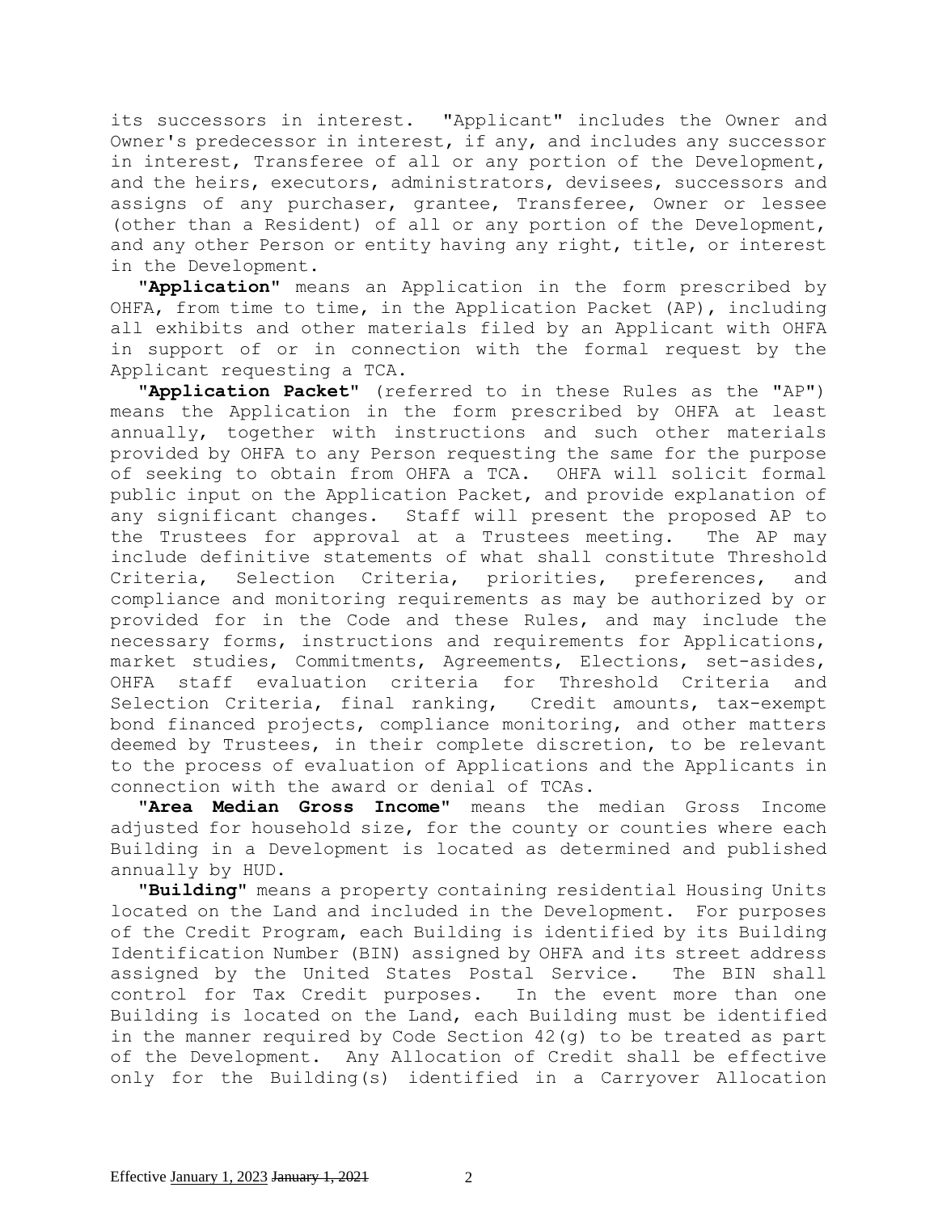its successors in interest. "Applicant" includes the Owner and Owner's predecessor in interest, if any, and includes any successor in interest, Transferee of all or any portion of the Development, and the heirs, executors, administrators, devisees, successors and assigns of any purchaser, grantee, Transferee, Owner or lessee (other than a Resident) of all or any portion of the Development, and any other Person or entity having any right, title, or interest in the Development.

"**Application**" means an Application in the form prescribed by OHFA, from time to time, in the Application Packet (AP), including all exhibits and other materials filed by an Applicant with OHFA in support of or in connection with the formal request by the Applicant requesting a TCA.

"**Application Packet**" (referred to in these Rules as the "AP") means the Application in the form prescribed by OHFA at least annually, together with instructions and such other materials provided by OHFA to any Person requesting the same for the purpose of seeking to obtain from OHFA a TCA. OHFA will solicit formal public input on the Application Packet, and provide explanation of any significant changes. Staff will present the proposed AP to the Trustees for approval at a Trustees meeting. The AP may include definitive statements of what shall constitute Threshold Criteria, Selection Criteria, priorities, preferences, and compliance and monitoring requirements as may be authorized by or provided for in the Code and these Rules, and may include the necessary forms, instructions and requirements for Applications, market studies, Commitments, Agreements, Elections, set-asides, OHFA staff evaluation criteria for Threshold Criteria and Selection Criteria, final ranking, Credit amounts, tax-exempt bond financed projects, compliance monitoring, and other matters deemed by Trustees, in their complete discretion, to be relevant to the process of evaluation of Applications and the Applicants in connection with the award or denial of TCAs.

"**Area Median Gross Income**" means the median Gross Income adjusted for household size, for the county or counties where each Building in a Development is located as determined and published annually by HUD.

"**Building**" means a property containing residential Housing Units located on the Land and included in the Development. For purposes of the Credit Program, each Building is identified by its Building Identification Number (BIN) assigned by OHFA and its street address assigned by the United States Postal Service. The BIN shall control for Tax Credit purposes. In the event more than one Building is located on the Land, each Building must be identified in the manner required by Code Section 42(g) to be treated as part of the Development. Any Allocation of Credit shall be effective only for the Building(s) identified in a Carryover Allocation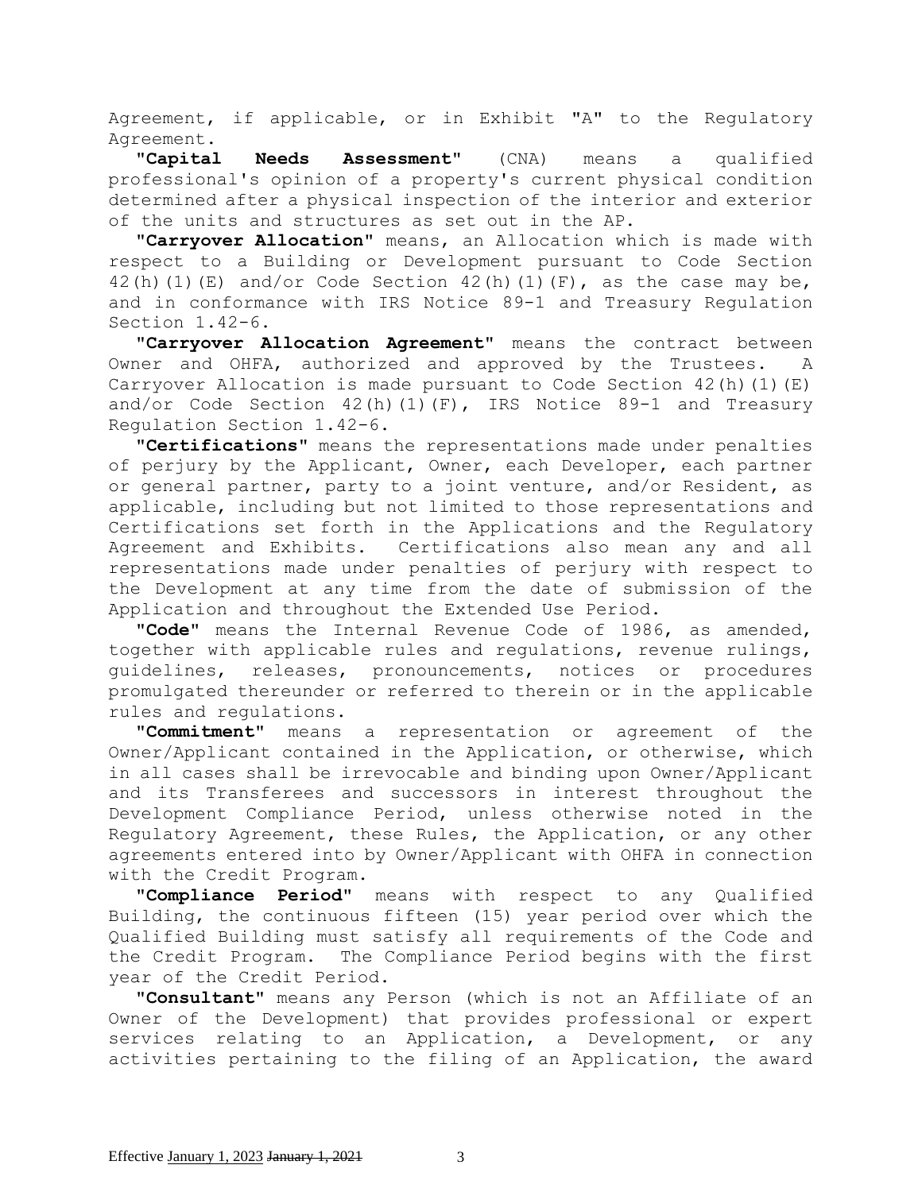Agreement, if applicable, or in Exhibit "A" to the Regulatory Agreement.

"**Capital Needs Assessment**" (CNA) means a qualified professional's opinion of a property's current physical condition determined after a physical inspection of the interior and exterior of the units and structures as set out in the AP.

"**Carryover Allocation**" means, an Allocation which is made with respect to a Building or Development pursuant to Code Section 42(h)(1)(E) and/or Code Section 42(h)(1)(F), as the case may be, and in conformance with IRS Notice 89-1 and Treasury Regulation Section 1.42-6.

"**Carryover Allocation Agreement**" means the contract between Owner and OHFA, authorized and approved by the Trustees. A Carryover Allocation is made pursuant to Code Section 42(h)(1)(E) and/or Code Section 42(h)(1)(F), IRS Notice 89-1 and Treasury Regulation Section 1.42-6.

"**Certifications**" means the representations made under penalties of perjury by the Applicant, Owner, each Developer, each partner or general partner, party to a joint venture, and/or Resident, as applicable, including but not limited to those representations and Certifications set forth in the Applications and the Regulatory Agreement and Exhibits. Certifications also mean any and all representations made under penalties of perjury with respect to the Development at any time from the date of submission of the Application and throughout the Extended Use Period.

"**Code**" means the Internal Revenue Code of 1986, as amended, together with applicable rules and regulations, revenue rulings, guidelines, releases, pronouncements, notices or procedures promulgated thereunder or referred to therein or in the applicable rules and regulations.

"**Commitment**" means a representation or agreement of the Owner/Applicant contained in the Application, or otherwise, which in all cases shall be irrevocable and binding upon Owner/Applicant and its Transferees and successors in interest throughout the Development Compliance Period, unless otherwise noted in the Regulatory Agreement, these Rules, the Application, or any other agreements entered into by Owner/Applicant with OHFA in connection with the Credit Program.

"**Compliance Period**" means with respect to any Qualified Building, the continuous fifteen (15) year period over which the Qualified Building must satisfy all requirements of the Code and the Credit Program. The Compliance Period begins with the first year of the Credit Period.

"**Consultant**" means any Person (which is not an Affiliate of an Owner of the Development) that provides professional or expert services relating to an Application, a Development, or any activities pertaining to the filing of an Application, the award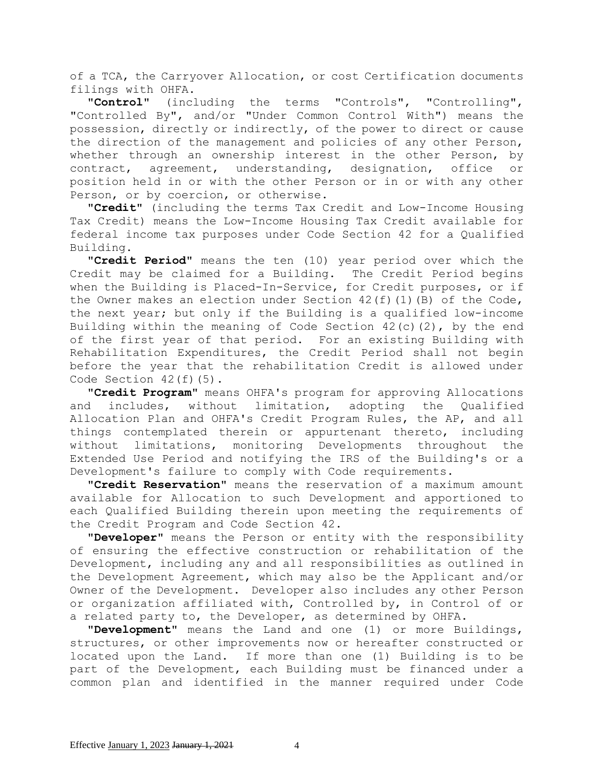of a TCA, the Carryover Allocation, or cost Certification documents filings with OHFA.

"**Control**" (including the terms "Controls", "Controlling", "Controlled By", and/or "Under Common Control With") means the possession, directly or indirectly, of the power to direct or cause the direction of the management and policies of any other Person, whether through an ownership interest in the other Person, by contract, agreement, understanding, designation, office or position held in or with the other Person or in or with any other Person, or by coercion, or otherwise.

"**Credit**" (including the terms Tax Credit and Low-Income Housing Tax Credit) means the Low-Income Housing Tax Credit available for federal income tax purposes under Code Section 42 for a Qualified Building.

"**Credit Period**" means the ten (10) year period over which the Credit may be claimed for a Building. The Credit Period begins when the Building is Placed-In-Service, for Credit purposes, or if the Owner makes an election under Section 42(f)(1)(B) of the Code, the next year; but only if the Building is a qualified low-income Building within the meaning of Code Section 42(c)(2), by the end of the first year of that period. For an existing Building with Rehabilitation Expenditures, the Credit Period shall not begin before the year that the rehabilitation Credit is allowed under Code Section 42(f)(5).

"**Credit Program**" means OHFA's program for approving Allocations and includes, without limitation, adopting the Qualified Allocation Plan and OHFA's Credit Program Rules, the AP, and all things contemplated therein or appurtenant thereto, including without limitations, monitoring Developments throughout the Extended Use Period and notifying the IRS of the Building's or a Development's failure to comply with Code requirements.

"**Credit Reservation**" means the reservation of a maximum amount available for Allocation to such Development and apportioned to each Qualified Building therein upon meeting the requirements of the Credit Program and Code Section 42.

"**Developer**" means the Person or entity with the responsibility of ensuring the effective construction or rehabilitation of the Development, including any and all responsibilities as outlined in the Development Agreement, which may also be the Applicant and/or Owner of the Development. Developer also includes any other Person or organization affiliated with, Controlled by, in Control of or a related party to, the Developer, as determined by OHFA.

"**Development**" means the Land and one (1) or more Buildings, structures, or other improvements now or hereafter constructed or located upon the Land. If more than one (1) Building is to be part of the Development, each Building must be financed under a common plan and identified in the manner required under Code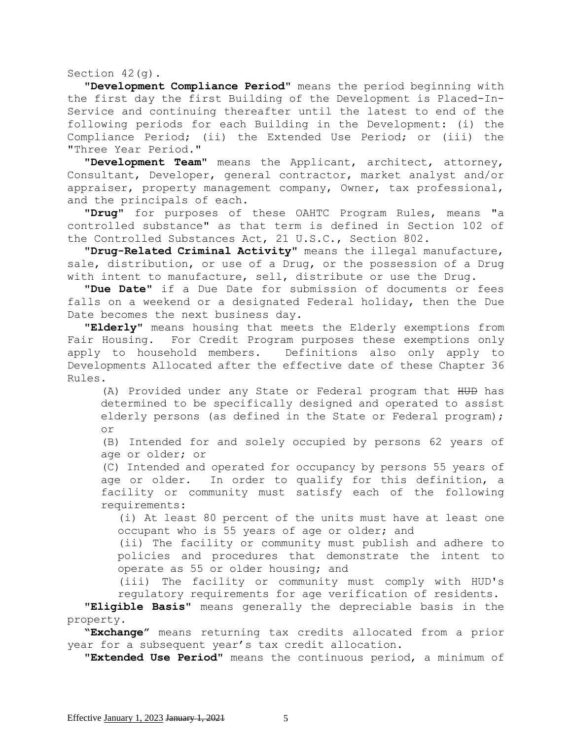Section 42(g).

"**Development Compliance Period**" means the period beginning with the first day the first Building of the Development is Placed-In-Service and continuing thereafter until the latest to end of the following periods for each Building in the Development: (i) the Compliance Period; (ii) the Extended Use Period; or (iii) the "Three Year Period."

"**Development Team**" means the Applicant, architect, attorney, Consultant, Developer, general contractor, market analyst and/or appraiser, property management company, Owner, tax professional, and the principals of each.

"**Drug**" for purposes of these OAHTC Program Rules, means "a controlled substance" as that term is defined in Section 102 of the Controlled Substances Act, 21 U.S.C., Section 802.

"**Drug-Related Criminal Activity**" means the illegal manufacture, sale, distribution, or use of a Drug, or the possession of a Drug with intent to manufacture, sell, distribute or use the Drug.

"**Due Date**" if a Due Date for submission of documents or fees falls on a weekend or a designated Federal holiday, then the Due Date becomes the next business day.

"**Elderly**" means housing that meets the Elderly exemptions from Fair Housing. For Credit Program purposes these exemptions only apply to household members. Definitions also only apply to Developments Allocated after the effective date of these Chapter 36 Rules.

(A) Provided under any State or Federal program that ~~HUD~~ has determined to be specifically designed and operated to assist elderly persons (as defined in the State or Federal program); or

(B) Intended for and solely occupied by persons 62 years of age or older; or

(C) Intended and operated for occupancy by persons 55 years of age or older. In order to qualify for this definition, a facility or community must satisfy each of the following requirements:

(i) At least 80 percent of the units must have at least one occupant who is 55 years of age or older; and

(ii) The facility or community must publish and adhere to policies and procedures that demonstrate the intent to operate as 55 or older housing; and

(iii) The facility or community must comply with HUD's regulatory requirements for age verification of residents.

"**Eligible Basis**" means generally the depreciable basis in the property.

"**Exchange**" means returning tax credits allocated from a prior year for a subsequent year's tax credit allocation.

"**Extended Use Period**" means the continuous period, a minimum of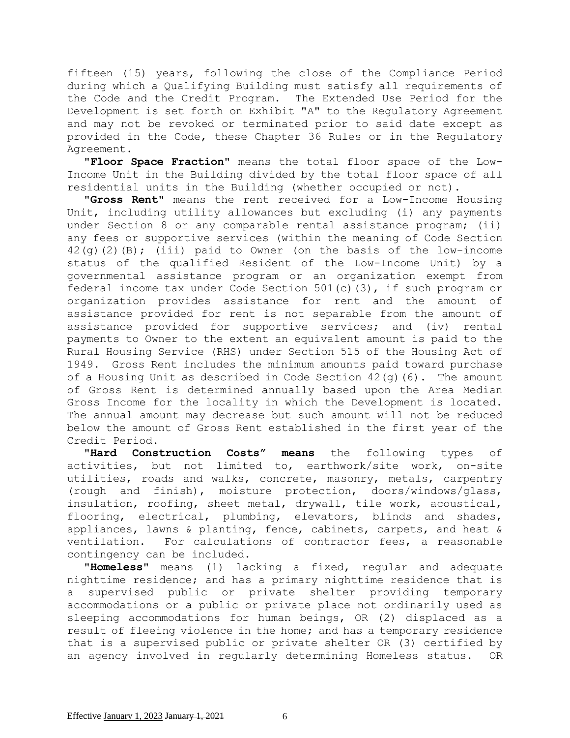fifteen (15) years, following the close of the Compliance Period during which a Qualifying Building must satisfy all requirements of the Code and the Credit Program. The Extended Use Period for the Development is set forth on Exhibit "A" to the Regulatory Agreement and may not be revoked or terminated prior to said date except as provided in the Code, these Chapter 36 Rules or in the Regulatory Agreement.

**"Floor Space Fraction"** means the total floor space of the Low-Income Unit in the Building divided by the total floor space of all residential units in the Building (whether occupied or not).

**"Gross Rent"** means the rent received for a Low-Income Housing Unit, including utility allowances but excluding (i) any payments under Section 8 or any comparable rental assistance program; (ii) any fees or supportive services (within the meaning of Code Section 42(g)(2)(B); (iii) paid to Owner (on the basis of the low-income status of the qualified Resident of the Low-Income Unit) by a governmental assistance program or an organization exempt from federal income tax under Code Section 501(c)(3), if such program or organization provides assistance for rent and the amount of assistance provided for rent is not separable from the amount of assistance provided for supportive services; and (iv) rental payments to Owner to the extent an equivalent amount is paid to the Rural Housing Service (RHS) under Section 515 of the Housing Act of 1949. Gross Rent includes the minimum amounts paid toward purchase of a Housing Unit as described in Code Section 42(g)(6). The amount of Gross Rent is determined annually based upon the Area Median Gross Income for the locality in which the Development is located. The annual amount may decrease but such amount will not be reduced below the amount of Gross Rent established in the first year of the Credit Period.

**"Hard Construction Costs" means** the following types of activities, but not limited to, earthwork/site work, on-site utilities, roads and walks, concrete, masonry, metals, carpentry (rough and finish), moisture protection, doors/windows/glass, insulation, roofing, sheet metal, drywall, tile work, acoustical, flooring, electrical, plumbing, elevators, blinds and shades, appliances, lawns & planting, fence, cabinets, carpets, and heat & ventilation. For calculations of contractor fees, a reasonable contingency can be included.

**"Homeless"** means (1) lacking a fixed, regular and adequate nighttime residence; and has a primary nighttime residence that is a supervised public or private shelter providing temporary accommodations or a public or private place not ordinarily used as sleeping accommodations for human beings, OR (2) displaced as a result of fleeing violence in the home; and has a temporary residence that is a supervised public or private shelter OR (3) certified by an agency involved in regularly determining Homeless status. OR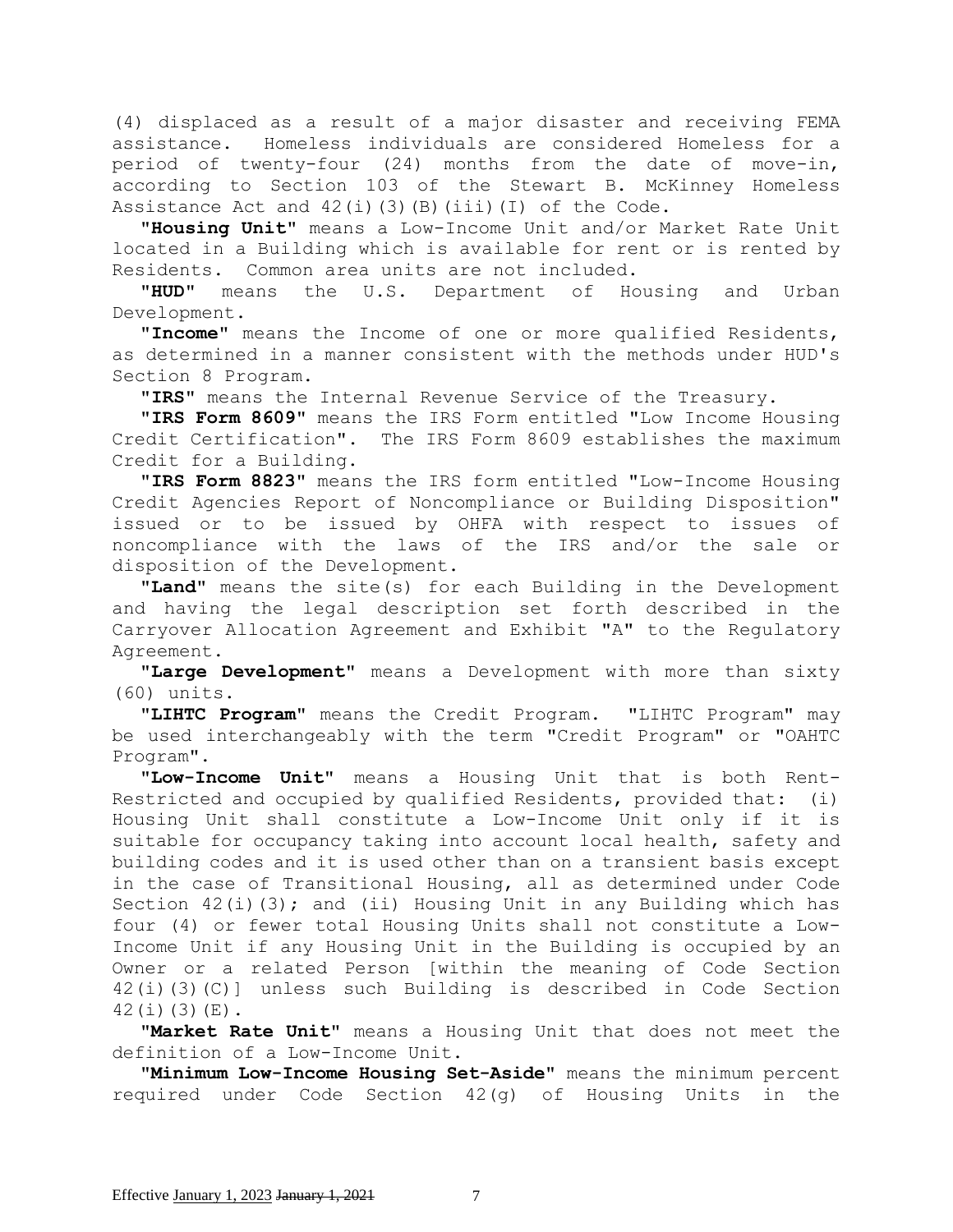(4) displaced as a result of a major disaster and receiving FEMA assistance. Homeless individuals are considered Homeless for a period of twenty-four (24) months from the date of move-in, according to Section 103 of the Stewart B. McKinney Homeless Assistance Act and 42(i)(3)(B)(iii)(I) of the Code.

"**Housing Unit**" means a Low-Income Unit and/or Market Rate Unit located in a Building which is available for rent or is rented by Residents. Common area units are not included.

"**HUD**" means the U.S. Department of Housing and Urban Development.

"**Income**" means the Income of one or more qualified Residents, as determined in a manner consistent with the methods under HUD's Section 8 Program.

"**IRS**" means the Internal Revenue Service of the Treasury.

"**IRS Form 8609**" means the IRS Form entitled "Low Income Housing Credit Certification". The IRS Form 8609 establishes the maximum Credit for a Building.

"**IRS Form 8823**" means the IRS form entitled "Low-Income Housing Credit Agencies Report of Noncompliance or Building Disposition" issued or to be issued by OHFA with respect to issues of noncompliance with the laws of the IRS and/or the sale or disposition of the Development.

"**Land**" means the site(s) for each Building in the Development and having the legal description set forth described in the Carryover Allocation Agreement and Exhibit "A" to the Regulatory Agreement.

"**Large Development**" means a Development with more than sixty (60) units.

"**LIHTC Program**" means the Credit Program. "LIHTC Program" may be used interchangeably with the term "Credit Program" or "OAHTC Program".

"**Low-Income Unit**" means a Housing Unit that is both Rent-Restricted and occupied by qualified Residents, provided that: (i) Housing Unit shall constitute a Low-Income Unit only if it is suitable for occupancy taking into account local health, safety and building codes and it is used other than on a transient basis except in the case of Transitional Housing, all as determined under Code Section 42(i)(3); and (ii) Housing Unit in any Building which has four (4) or fewer total Housing Units shall not constitute a Low-Income Unit if any Housing Unit in the Building is occupied by an Owner or a related Person [within the meaning of Code Section 42(i)(3)(C)] unless such Building is described in Code Section 42(i)(3)(E).

"**Market Rate Unit**" means a Housing Unit that does not meet the definition of a Low-Income Unit.

"**Minimum Low-Income Housing Set-Aside**" means the minimum percent required under Code Section 42(g) of Housing Units in the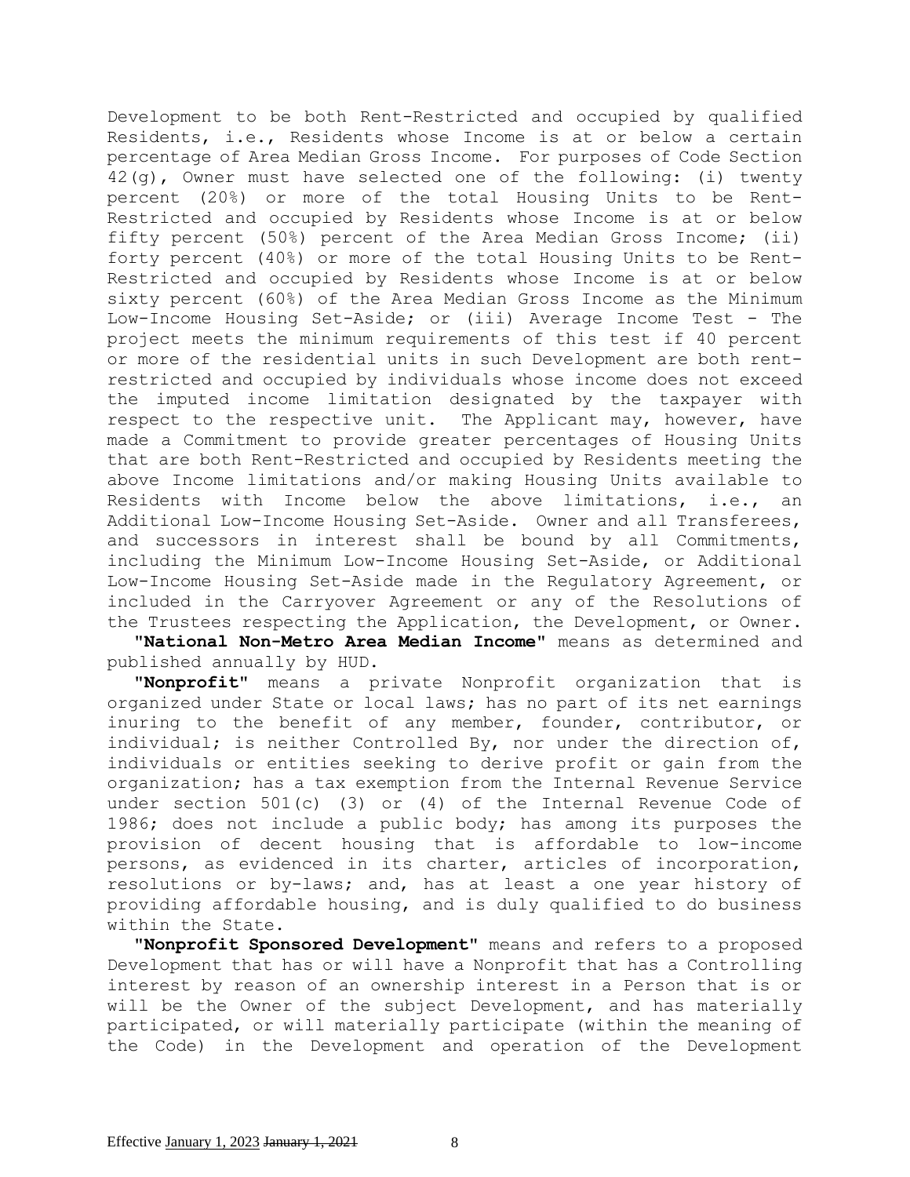Development to be both Rent-Restricted and occupied by qualified Residents, i.e., Residents whose Income is at or below a certain percentage of Area Median Gross Income. For purposes of Code Section 42(g), Owner must have selected one of the following: (i) twenty percent (20%) or more of the total Housing Units to be Rent-Restricted and occupied by Residents whose Income is at or below fifty percent (50%) percent of the Area Median Gross Income; (ii) forty percent (40%) or more of the total Housing Units to be Rent-Restricted and occupied by Residents whose Income is at or below sixty percent (60%) of the Area Median Gross Income as the Minimum Low-Income Housing Set-Aside; or (iii) Average Income Test - The project meets the minimum requirements of this test if 40 percent or more of the residential units in such Development are both rent-restricted and occupied by individuals whose income does not exceed the imputed income limitation designated by the taxpayer with respect to the respective unit. The Applicant may, however, have made a Commitment to provide greater percentages of Housing Units that are both Rent-Restricted and occupied by Residents meeting the above Income limitations and/or making Housing Units available to Residents with Income below the above limitations, i.e., an Additional Low-Income Housing Set-Aside. Owner and all Transferees, and successors in interest shall be bound by all Commitments, including the Minimum Low-Income Housing Set-Aside, or Additional Low-Income Housing Set-Aside made in the Regulatory Agreement, or included in the Carryover Agreement or any of the Resolutions of the Trustees respecting the Application, the Development, or Owner.

**"National Non-Metro Area Median Income"** means as determined and published annually by HUD.

**"Nonprofit"** means a private Nonprofit organization that is organized under State or local laws; has no part of its net earnings inuring to the benefit of any member, founder, contributor, or individual; is neither Controlled By, nor under the direction of, individuals or entities seeking to derive profit or gain from the organization; has a tax exemption from the Internal Revenue Service under section 501(c) (3) or (4) of the Internal Revenue Code of 1986; does not include a public body; has among its purposes the provision of decent housing that is affordable to low-income persons, as evidenced in its charter, articles of incorporation, resolutions or by-laws; and, has at least a one year history of providing affordable housing, and is duly qualified to do business within the State.

**"Nonprofit Sponsored Development"** means and refers to a proposed Development that has or will have a Nonprofit that has a Controlling interest by reason of an ownership interest in a Person that is or will be the Owner of the subject Development, and has materially participated, or will materially participate (within the meaning of the Code) in the Development and operation of the Development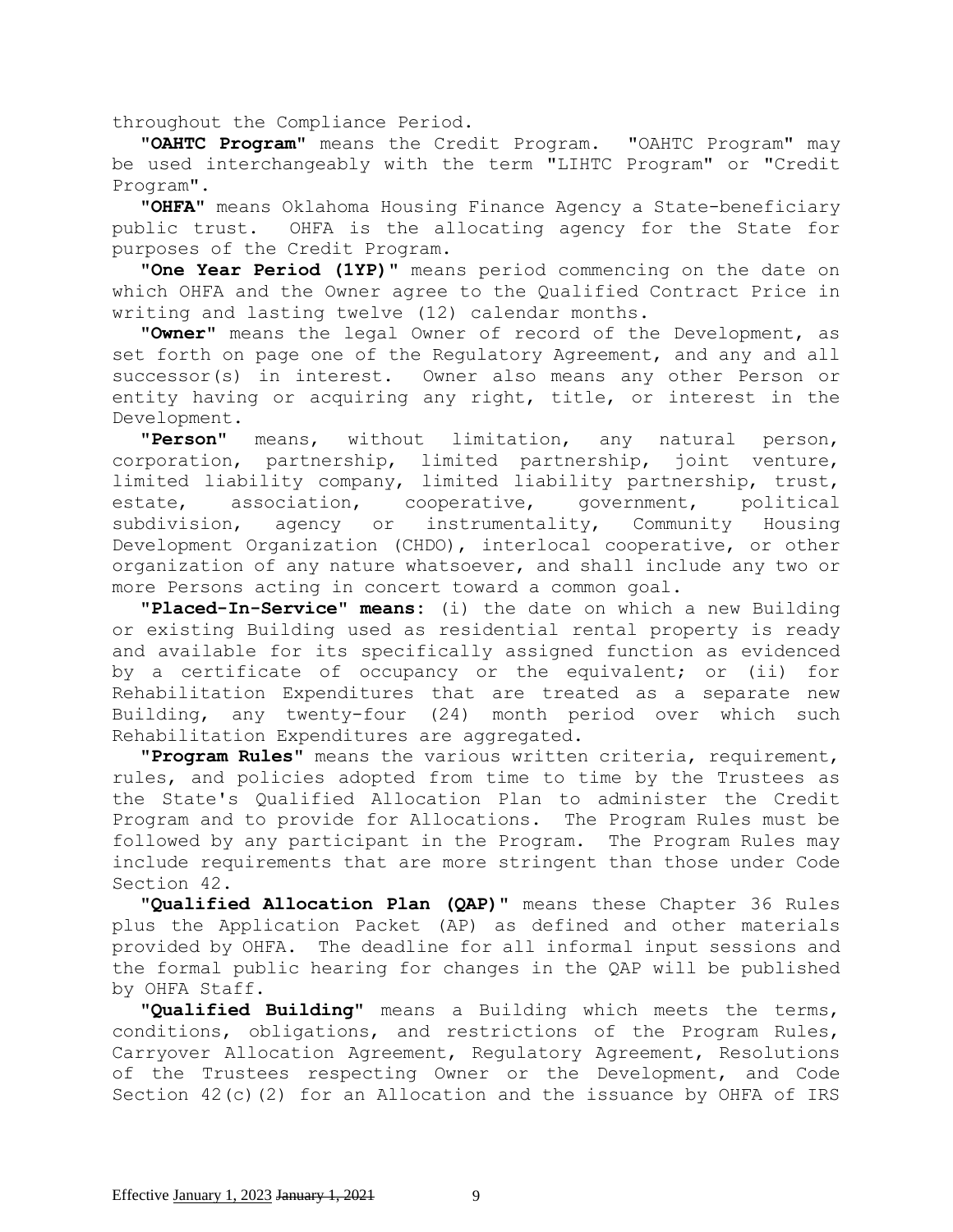throughout the Compliance Period.

"**OAHTC Program**" means the Credit Program. "OAHTC Program" may be used interchangeably with the term "LIHTC Program" or "Credit Program".

"**OHFA**" means Oklahoma Housing Finance Agency a State-beneficiary public trust. OHFA is the allocating agency for the State for purposes of the Credit Program.

"**One Year Period (1YP)**" means period commencing on the date on which OHFA and the Owner agree to the Qualified Contract Price in writing and lasting twelve (12) calendar months.

"**Owner**" means the legal Owner of record of the Development, as set forth on page one of the Regulatory Agreement, and any and all successor(s) in interest. Owner also means any other Person or entity having or acquiring any right, title, or interest in the Development.

"**Person**" means, without limitation, any natural person, corporation, partnership, limited partnership, joint venture, limited liability company, limited liability partnership, trust, estate, association, cooperative, government, political subdivision, agency or instrumentality, Community Housing Development Organization (CHDO), interlocal cooperative, or other organization of any nature whatsoever, and shall include any two or more Persons acting in concert toward a common goal.

"**Placed-In-Service" means**: (i) the date on which a new Building or existing Building used as residential rental property is ready and available for its specifically assigned function as evidenced by a certificate of occupancy or the equivalent; or (ii) for Rehabilitation Expenditures that are treated as a separate new Building, any twenty-four (24) month period over which such Rehabilitation Expenditures are aggregated.

"**Program Rules**" means the various written criteria, requirement, rules, and policies adopted from time to time by the Trustees as the State's Qualified Allocation Plan to administer the Credit Program and to provide for Allocations. The Program Rules must be followed by any participant in the Program. The Program Rules may include requirements that are more stringent than those under Code Section 42.

"**Qualified Allocation Plan (QAP)**" means these Chapter 36 Rules plus the Application Packet (AP) as defined and other materials provided by OHFA. The deadline for all informal input sessions and the formal public hearing for changes in the QAP will be published by OHFA Staff.

"**Qualified Building**" means a Building which meets the terms, conditions, obligations, and restrictions of the Program Rules, Carryover Allocation Agreement, Regulatory Agreement, Resolutions of the Trustees respecting Owner or the Development, and Code Section 42(c)(2) for an Allocation and the issuance by OHFA of IRS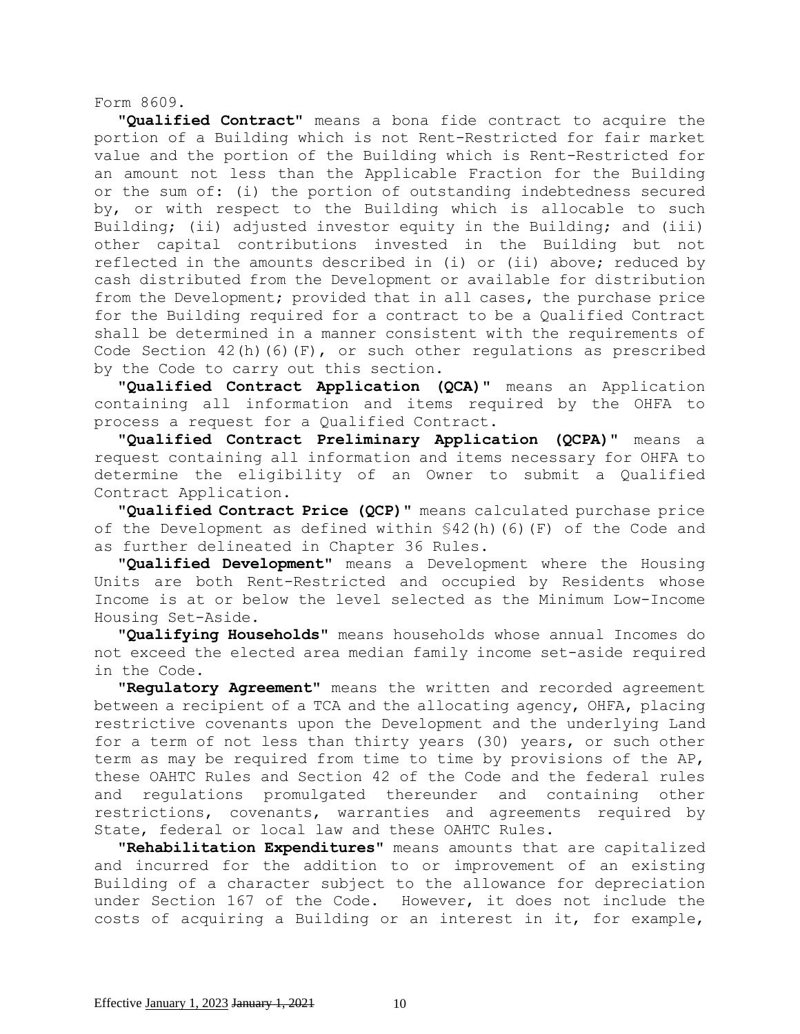Form 8609.

**"Qualified Contract"** means a bona fide contract to acquire the portion of a Building which is not Rent-Restricted for fair market value and the portion of the Building which is Rent-Restricted for an amount not less than the Applicable Fraction for the Building or the sum of: (i) the portion of outstanding indebtedness secured by, or with respect to the Building which is allocable to such Building; (ii) adjusted investor equity in the Building; and (iii) other capital contributions invested in the Building but not reflected in the amounts described in (i) or (ii) above; reduced by cash distributed from the Development or available for distribution from the Development; provided that in all cases, the purchase price for the Building required for a contract to be a Qualified Contract shall be determined in a manner consistent with the requirements of Code Section 42(h)(6)(F), or such other regulations as prescribed by the Code to carry out this section.

**"Qualified Contract Application (QCA)"** means an Application containing all information and items required by the OHFA to process a request for a Qualified Contract.

**"Qualified Contract Preliminary Application (QCPA)"** means a request containing all information and items necessary for OHFA to determine the eligibility of an Owner to submit a Qualified Contract Application.

**"Qualified Contract Price (QCP)"** means calculated purchase price of the Development as defined within §42(h)(6)(F) of the Code and as further delineated in Chapter 36 Rules.

**"Qualified Development"** means a Development where the Housing Units are both Rent-Restricted and occupied by Residents whose Income is at or below the level selected as the Minimum Low-Income Housing Set-Aside.

**"Qualifying Households"** means households whose annual Incomes do not exceed the elected area median family income set-aside required in the Code.

**"Regulatory Agreement"** means the written and recorded agreement between a recipient of a TCA and the allocating agency, OHFA, placing restrictive covenants upon the Development and the underlying Land for a term of not less than thirty years (30) years, or such other term as may be required from time to time by provisions of the AP, these OAHTC Rules and Section 42 of the Code and the federal rules and regulations promulgated thereunder and containing other restrictions, covenants, warranties and agreements required by State, federal or local law and these OAHTC Rules.

**"Rehabilitation Expenditures"** means amounts that are capitalized and incurred for the addition to or improvement of an existing Building of a character subject to the allowance for depreciation under Section 167 of the Code. However, it does not include the costs of acquiring a Building or an interest in it, for example,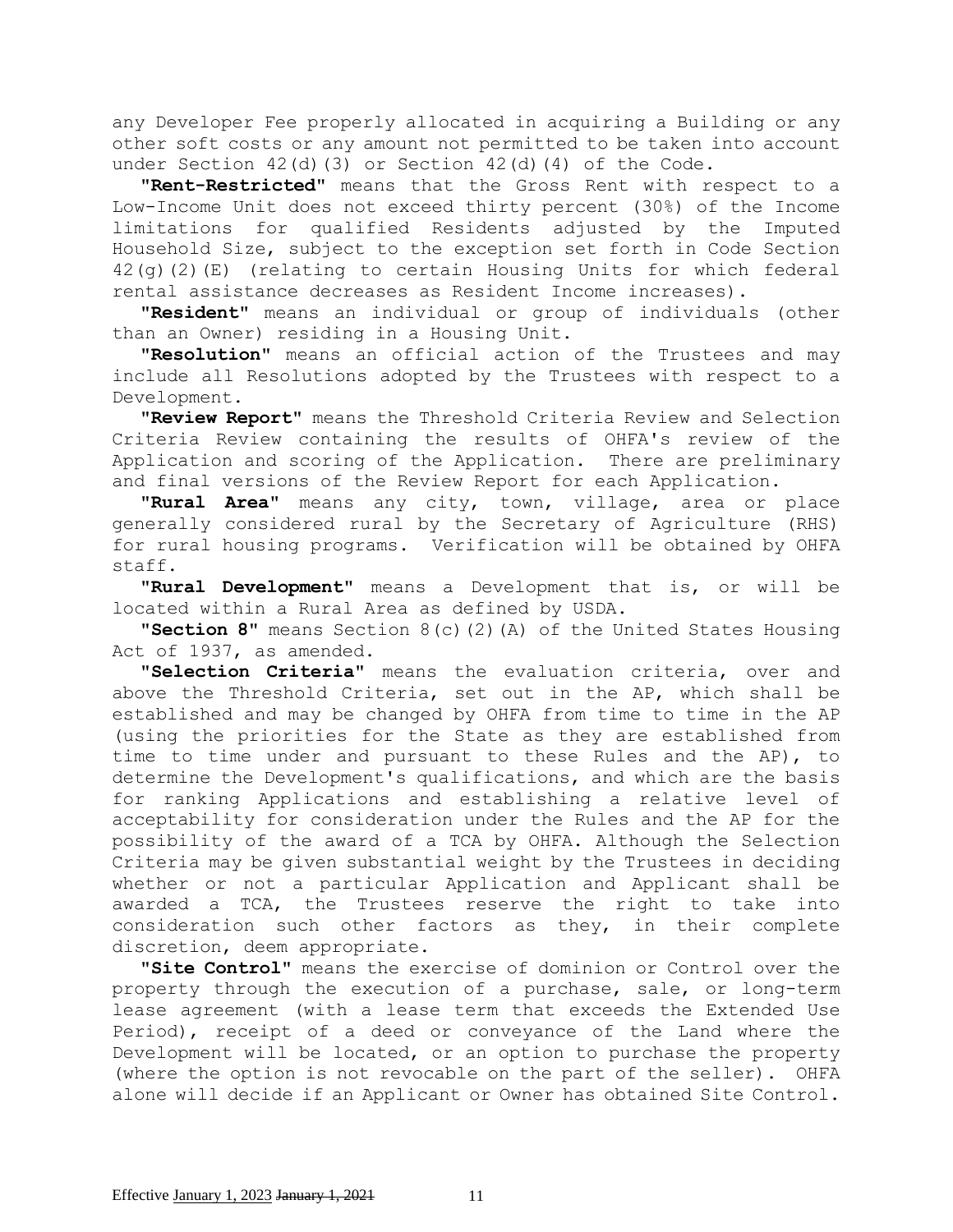any Developer Fee properly allocated in acquiring a Building or any other soft costs or any amount not permitted to be taken into account under Section 42(d)(3) or Section 42(d)(4) of the Code.

"**Rent-Restricted**" means that the Gross Rent with respect to a Low-Income Unit does not exceed thirty percent (30%) of the Income limitations for qualified Residents adjusted by the Imputed Household Size, subject to the exception set forth in Code Section 42(g)(2)(E) (relating to certain Housing Units for which federal rental assistance decreases as Resident Income increases).

"**Resident**" means an individual or group of individuals (other than an Owner) residing in a Housing Unit.

"**Resolution**" means an official action of the Trustees and may include all Resolutions adopted by the Trustees with respect to a Development.

"**Review Report**" means the Threshold Criteria Review and Selection Criteria Review containing the results of OHFA's review of the Application and scoring of the Application. There are preliminary and final versions of the Review Report for each Application.

"**Rural Area**" means any city, town, village, area or place generally considered rural by the Secretary of Agriculture (RHS) for rural housing programs. Verification will be obtained by OHFA staff.

"**Rural Development**" means a Development that is, or will be located within a Rural Area as defined by USDA.

"**Section 8**" means Section 8(c)(2)(A) of the United States Housing Act of 1937, as amended.

"**Selection Criteria**" means the evaluation criteria, over and above the Threshold Criteria, set out in the AP, which shall be established and may be changed by OHFA from time to time in the AP (using the priorities for the State as they are established from time to time under and pursuant to these Rules and the AP), to determine the Development's qualifications, and which are the basis for ranking Applications and establishing a relative level of acceptability for consideration under the Rules and the AP for the possibility of the award of a TCA by OHFA. Although the Selection Criteria may be given substantial weight by the Trustees in deciding whether or not a particular Application and Applicant shall be awarded a TCA, the Trustees reserve the right to take into consideration such other factors as they, in their complete discretion, deem appropriate.

"**Site Control**" means the exercise of dominion or Control over the property through the execution of a purchase, sale, or long-term lease agreement (with a lease term that exceeds the Extended Use Period), receipt of a deed or conveyance of the Land where the Development will be located, or an option to purchase the property (where the option is not revocable on the part of the seller). OHFA alone will decide if an Applicant or Owner has obtained Site Control.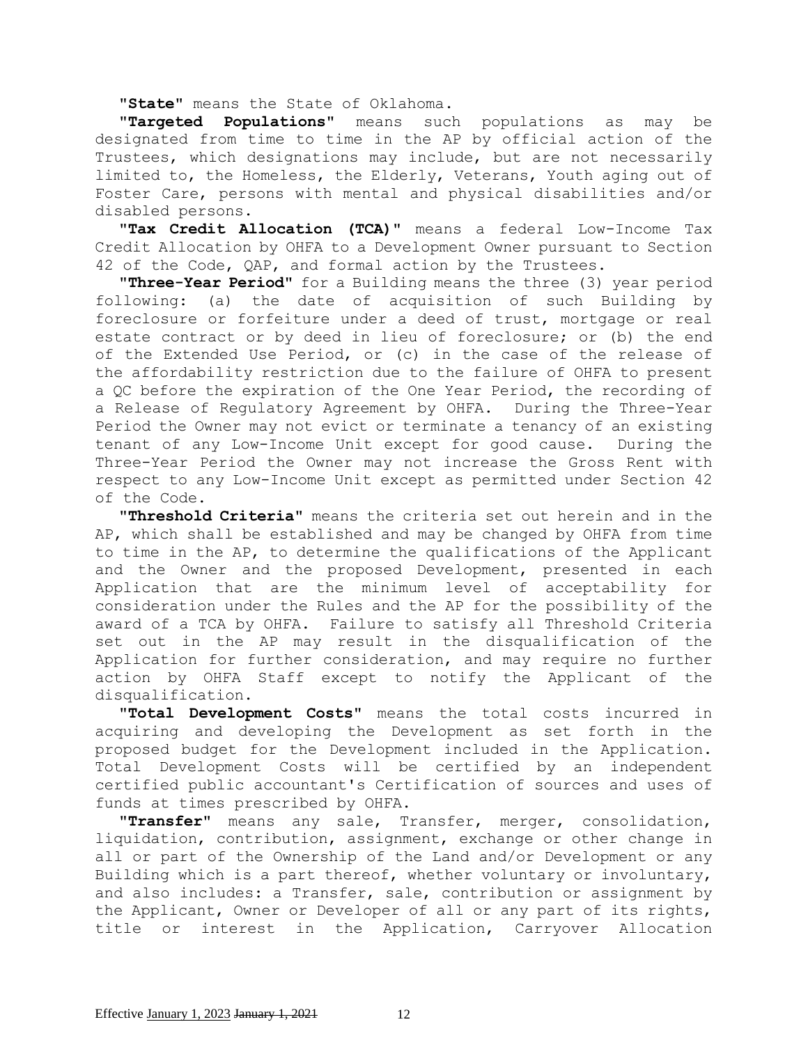**"State"** means the State of Oklahoma.

**"Targeted Populations"** means such populations as may be designated from time to time in the AP by official action of the Trustees, which designations may include, but are not necessarily limited to, the Homeless, the Elderly, Veterans, Youth aging out of Foster Care, persons with mental and physical disabilities and/or disabled persons.

**"Tax Credit Allocation (TCA)"** means a federal Low-Income Tax Credit Allocation by OHFA to a Development Owner pursuant to Section 42 of the Code, QAP, and formal action by the Trustees.

**"Three-Year Period"** for a Building means the three (3) year period following: (a) the date of acquisition of such Building by foreclosure or forfeiture under a deed of trust, mortgage or real estate contract or by deed in lieu of foreclosure; or (b) the end of the Extended Use Period, or (c) in the case of the release of the affordability restriction due to the failure of OHFA to present a QC before the expiration of the One Year Period, the recording of a Release of Regulatory Agreement by OHFA. During the Three-Year Period the Owner may not evict or terminate a tenancy of an existing tenant of any Low-Income Unit except for good cause. During the Three-Year Period the Owner may not increase the Gross Rent with respect to any Low-Income Unit except as permitted under Section 42 of the Code.

**"Threshold Criteria"** means the criteria set out herein and in the AP, which shall be established and may be changed by OHFA from time to time in the AP, to determine the qualifications of the Applicant and the Owner and the proposed Development, presented in each Application that are the minimum level of acceptability for consideration under the Rules and the AP for the possibility of the award of a TCA by OHFA. Failure to satisfy all Threshold Criteria set out in the AP may result in the disqualification of the Application for further consideration, and may require no further action by OHFA Staff except to notify the Applicant of the disqualification.

**"Total Development Costs"** means the total costs incurred in acquiring and developing the Development as set forth in the proposed budget for the Development included in the Application. Total Development Costs will be certified by an independent certified public accountant's Certification of sources and uses of funds at times prescribed by OHFA.

**"Transfer"** means any sale, Transfer, merger, consolidation, liquidation, contribution, assignment, exchange or other change in all or part of the Ownership of the Land and/or Development or any Building which is a part thereof, whether voluntary or involuntary, and also includes: a Transfer, sale, contribution or assignment by the Applicant, Owner or Developer of all or any part of its rights, title or interest in the Application, Carryover Allocation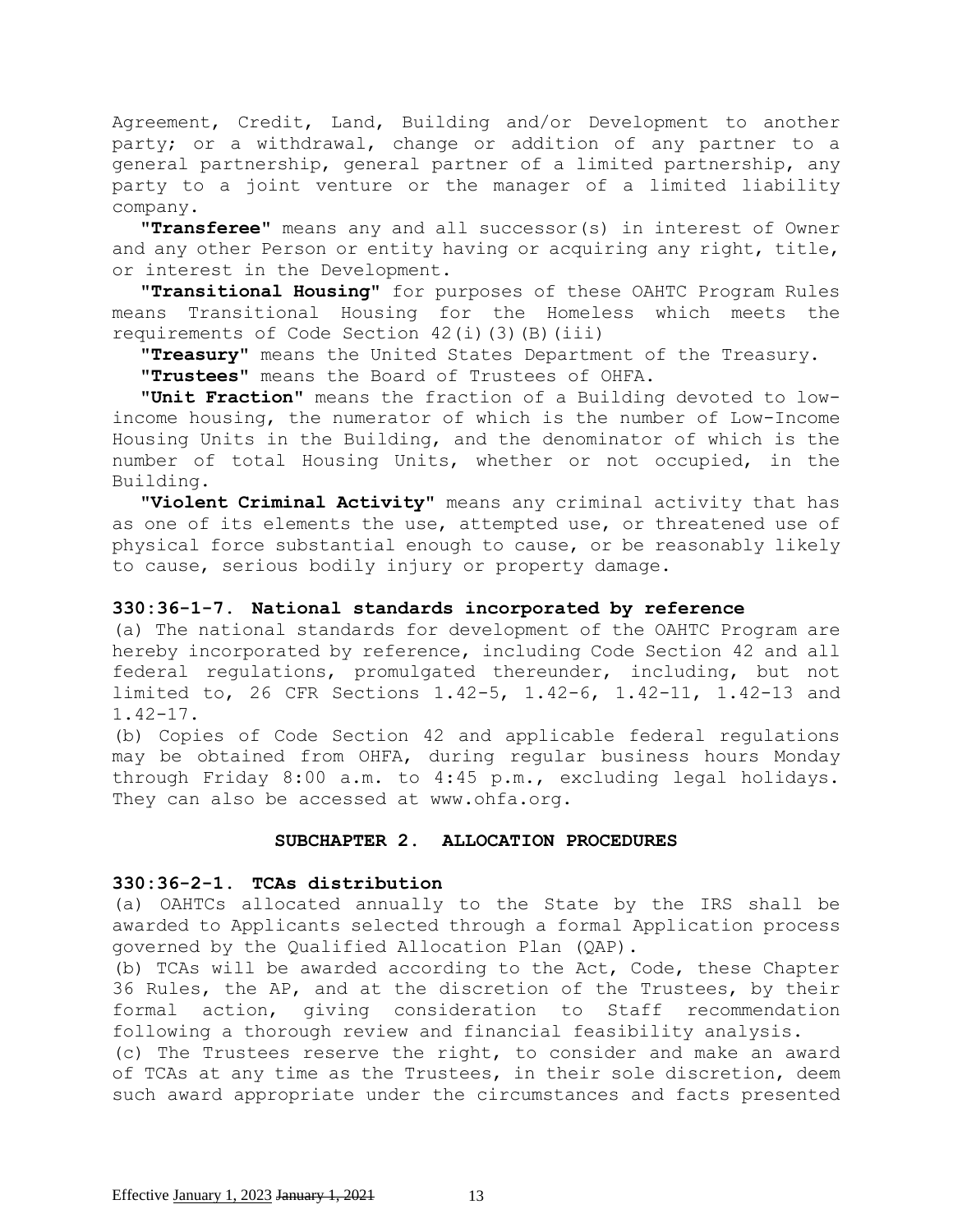Agreement, Credit, Land, Building and/or Development to another party; or a withdrawal, change or addition of any partner to a general partnership, general partner of a limited partnership, any party to a joint venture or the manager of a limited liability company.

"**Transferee**" means any and all successor(s) in interest of Owner and any other Person or entity having or acquiring any right, title, or interest in the Development.

"**Transitional Housing**" for purposes of these OAHTC Program Rules means Transitional Housing for the Homeless which meets the requirements of Code Section 42(i)(3)(B)(iii)

"**Treasury**" means the United States Department of the Treasury.

"**Trustees**" means the Board of Trustees of OHFA.

"**Unit Fraction**" means the fraction of a Building devoted to low-income housing, the numerator of which is the number of Low-Income Housing Units in the Building, and the denominator of which is the number of total Housing Units, whether or not occupied, in the Building.

"**Violent Criminal Activity**" means any criminal activity that has as one of its elements the use, attempted use, or threatened use of physical force substantial enough to cause, or be reasonably likely to cause, serious bodily injury or property damage.

**330:36-1-7. National standards incorporated by reference**

(a) The national standards for development of the OAHTC Program are hereby incorporated by reference, including Code Section 42 and all federal regulations, promulgated thereunder, including, but not limited to, 26 CFR Sections 1.42-5, 1.42-6, 1.42-11, 1.42-13 and 1.42-17.

(b) Copies of Code Section 42 and applicable federal regulations may be obtained from OHFA, during regular business hours Monday through Friday 8:00 a.m. to 4:45 p.m., excluding legal holidays. They can also be accessed at www.ohfa.org.

## SUBCHAPTER 2. ALLOCATION PROCEDURES

**330:36-2-1. TCAs distribution**

(a) OAHTCs allocated annually to the State by the IRS shall be awarded to Applicants selected through a formal Application process governed by the Qualified Allocation Plan (QAP).

(b) TCAs will be awarded according to the Act, Code, these Chapter 36 Rules, the AP, and at the discretion of the Trustees, by their formal action, giving consideration to Staff recommendation following a thorough review and financial feasibility analysis.

(c) The Trustees reserve the right, to consider and make an award of TCAs at any time as the Trustees, in their sole discretion, deem such award appropriate under the circumstances and facts presented

Effective January 1, 2023 ~~January 1, 2021~~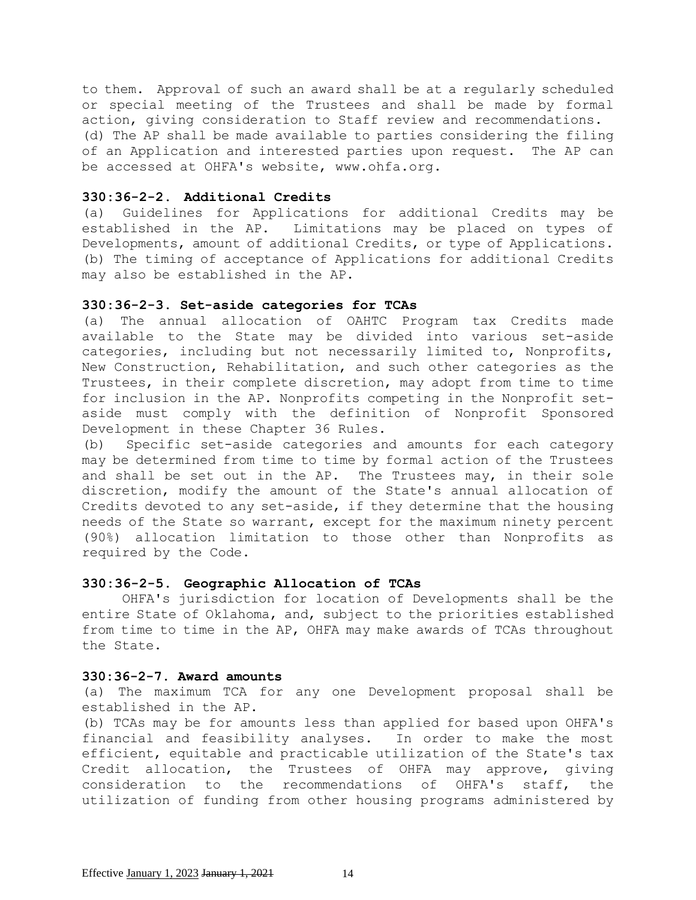to them. Approval of such an award shall be at a regularly scheduled or special meeting of the Trustees and shall be made by formal action, giving consideration to Staff review and recommendations.

(d) The AP shall be made available to parties considering the filing of an Application and interested parties upon request. The AP can be accessed at OHFA's website, www.ohfa.org.

**330:36-2-2. Additional Credits**

(a) Guidelines for Applications for additional Credits may be established in the AP. Limitations may be placed on types of Developments, amount of additional Credits, or type of Applications.

(b) The timing of acceptance of Applications for additional Credits may also be established in the AP.

**330:36-2-3. Set-aside categories for TCAs**

(a) The annual allocation of OAHTC Program tax Credits made available to the State may be divided into various set-aside categories, including but not necessarily limited to, Nonprofits, New Construction, Rehabilitation, and such other categories as the Trustees, in their complete discretion, may adopt from time to time for inclusion in the AP. Nonprofits competing in the Nonprofit set-aside must comply with the definition of Nonprofit Sponsored Development in these Chapter 36 Rules.

(b) Specific set-aside categories and amounts for each category may be determined from time to time by formal action of the Trustees and shall be set out in the AP. The Trustees may, in their sole discretion, modify the amount of the State's annual allocation of Credits devoted to any set-aside, if they determine that the housing needs of the State so warrant, except for the maximum ninety percent (90%) allocation limitation to those other than Nonprofits as required by the Code.

**330:36-2-5. Geographic Allocation of TCAs**

OHFA's jurisdiction for location of Developments shall be the entire State of Oklahoma, and, subject to the priorities established from time to time in the AP, OHFA may make awards of TCAs throughout the State.

**330:36-2-7. Award amounts**

(a) The maximum TCA for any one Development proposal shall be established in the AP.

(b) TCAs may be for amounts less than applied for based upon OHFA's financial and feasibility analyses. In order to make the most efficient, equitable and practicable utilization of the State's tax Credit allocation, the Trustees of OHFA may approve, giving consideration to the recommendations of OHFA's staff, the utilization of funding from other housing programs administered by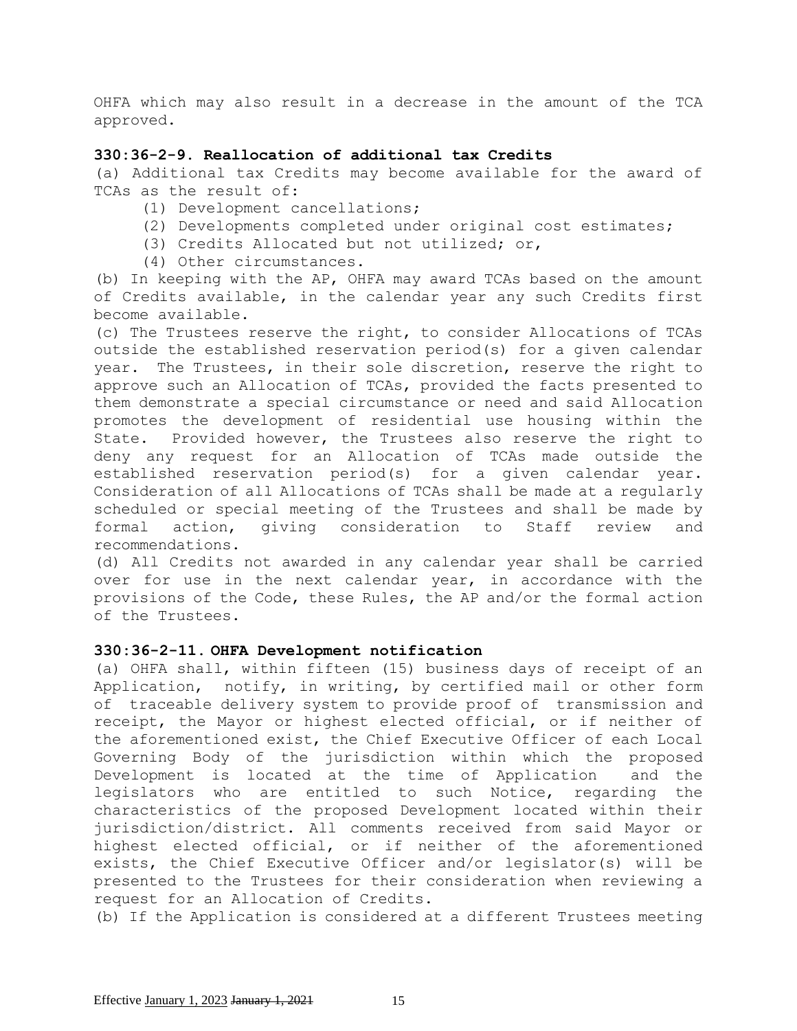OHFA which may also result in a decrease in the amount of the TCA approved.

**330:36-2-9. Reallocation of additional tax Credits**

(a) Additional tax Credits may become available for the award of TCAs as the result of:

(1) Development cancellations;

(2) Developments completed under original cost estimates;

(3) Credits Allocated but not utilized; or,

(4) Other circumstances.

(b) In keeping with the AP, OHFA may award TCAs based on the amount of Credits available, in the calendar year any such Credits first become available.

(c) The Trustees reserve the right, to consider Allocations of TCAs outside the established reservation period(s) for a given calendar year. The Trustees, in their sole discretion, reserve the right to approve such an Allocation of TCAs, provided the facts presented to them demonstrate a special circumstance or need and said Allocation promotes the development of residential use housing within the State. Provided however, the Trustees also reserve the right to deny any request for an Allocation of TCAs made outside the established reservation period(s) for a given calendar year. Consideration of all Allocations of TCAs shall be made at a regularly scheduled or special meeting of the Trustees and shall be made by formal action, giving consideration to Staff review and recommendations.

(d) All Credits not awarded in any calendar year shall be carried over for use in the next calendar year, in accordance with the provisions of the Code, these Rules, the AP and/or the formal action of the Trustees.

**330:36-2-11. OHFA Development notification**

(a) OHFA shall, within fifteen (15) business days of receipt of an Application, notify, in writing, by certified mail or other form of traceable delivery system to provide proof of transmission and receipt, the Mayor or highest elected official, or if neither of the aforementioned exist, the Chief Executive Officer of each Local Governing Body of the jurisdiction within which the proposed Development is located at the time of Application and the legislators who are entitled to such Notice, regarding the characteristics of the proposed Development located within their jurisdiction/district. All comments received from said Mayor or highest elected official, or if neither of the aforementioned exists, the Chief Executive Officer and/or legislator(s) will be presented to the Trustees for their consideration when reviewing a request for an Allocation of Credits.

(b) If the Application is considered at a different Trustees meeting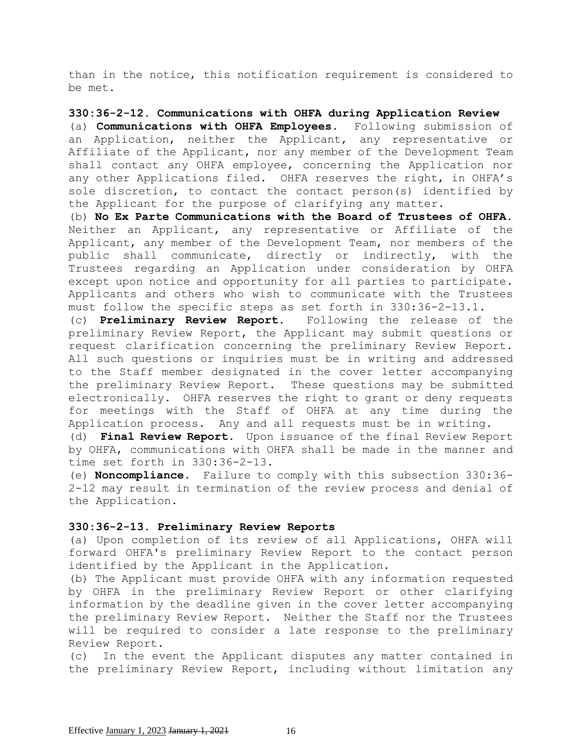than in the notice, this notification requirement is considered to be met.

**330:36-2-12. Communications with OHFA during Application Review**

(a) **Communications with OHFA Employees.** Following submission of an Application, neither the Applicant, any representative or Affiliate of the Applicant, nor any member of the Development Team shall contact any OHFA employee, concerning the Application nor any other Applications filed. OHFA reserves the right, in OHFA's sole discretion, to contact the contact person(s) identified by the Applicant for the purpose of clarifying any matter.

(b) **No Ex Parte Communications with the Board of Trustees of OHFA.** Neither an Applicant, any representative or Affiliate of the Applicant, any member of the Development Team, nor members of the public shall communicate, directly or indirectly, with the Trustees regarding an Application under consideration by OHFA except upon notice and opportunity for all parties to participate. Applicants and others who wish to communicate with the Trustees must follow the specific steps as set forth in 330:36-2-13.1.

(c) **Preliminary Review Report.** Following the release of the preliminary Review Report, the Applicant may submit questions or request clarification concerning the preliminary Review Report. All such questions or inquiries must be in writing and addressed to the Staff member designated in the cover letter accompanying the preliminary Review Report. These questions may be submitted electronically. OHFA reserves the right to grant or deny requests for meetings with the Staff of OHFA at any time during the Application process. Any and all requests must be in writing.

(d) **Final Review Report.** Upon issuance of the final Review Report by OHFA, communications with OHFA shall be made in the manner and time set forth in 330:36-2-13.

(e) **Noncompliance.** Failure to comply with this subsection 330:36-2-12 may result in termination of the review process and denial of the Application.

**330:36-2-13. Preliminary Review Reports**

(a) Upon completion of its review of all Applications, OHFA will forward OHFA's preliminary Review Report to the contact person identified by the Applicant in the Application.

(b) The Applicant must provide OHFA with any information requested by OHFA in the preliminary Review Report or other clarifying information by the deadline given in the cover letter accompanying the preliminary Review Report. Neither the Staff nor the Trustees will be required to consider a late response to the preliminary Review Report.

(c) In the event the Applicant disputes any matter contained in the preliminary Review Report, including without limitation any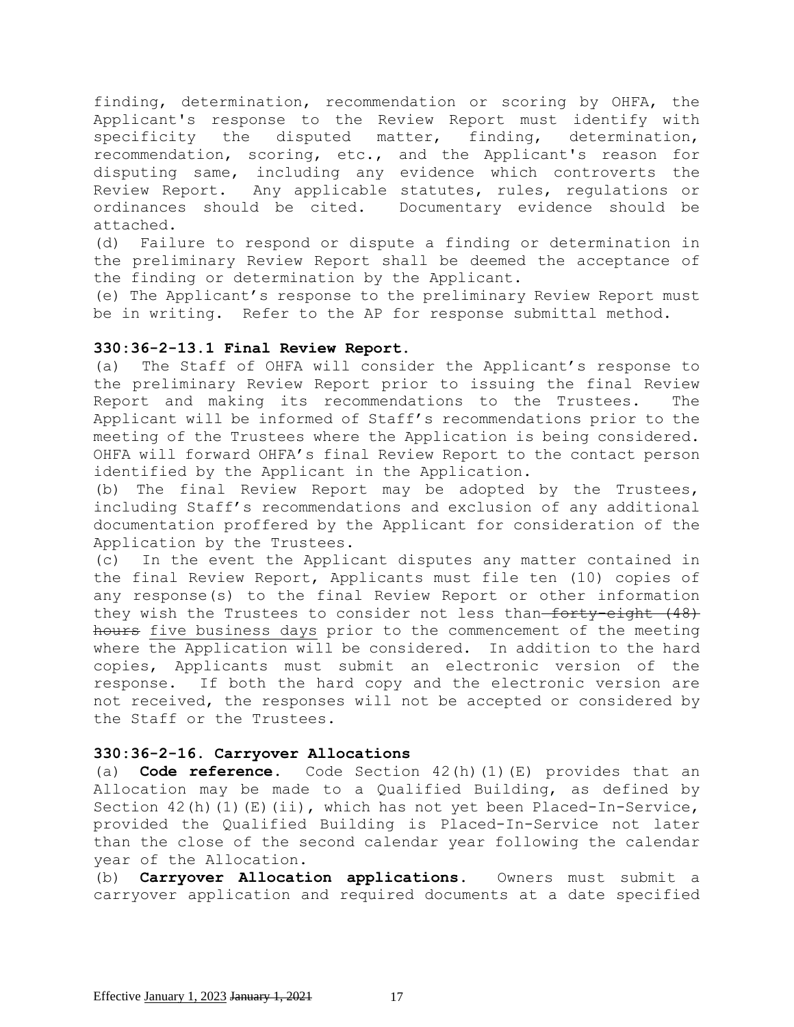finding, determination, recommendation or scoring by OHFA, the Applicant's response to the Review Report must identify with specificity the disputed matter, finding, determination, recommendation, scoring, etc., and the Applicant's reason for disputing same, including any evidence which controverts the Review Report. Any applicable statutes, rules, regulations or ordinances should be cited. Documentary evidence should be attached.

(d) Failure to respond or dispute a finding or determination in the preliminary Review Report shall be deemed the acceptance of the finding or determination by the Applicant.

(e) The Applicant's response to the preliminary Review Report must be in writing. Refer to the AP for response submittal method.

**330:36-2-13.1 Final Review Report.**

(a) The Staff of OHFA will consider the Applicant's response to the preliminary Review Report prior to issuing the final Review Report and making its recommendations to the Trustees. The Applicant will be informed of Staff's recommendations prior to the meeting of the Trustees where the Application is being considered. OHFA will forward OHFA's final Review Report to the contact person identified by the Applicant in the Application.

(b) The final Review Report may be adopted by the Trustees, including Staff's recommendations and exclusion of any additional documentation proffered by the Applicant for consideration of the Application by the Trustees.

(c) In the event the Applicant disputes any matter contained in the final Review Report, Applicants must file ten (10) copies of any response(s) to the final Review Report or other information they wish the Trustees to consider not less than ~~forty-eight (48) hours~~ five business days prior to the commencement of the meeting where the Application will be considered. In addition to the hard copies, Applicants must submit an electronic version of the response. If both the hard copy and the electronic version are not received, the responses will not be accepted or considered by the Staff or the Trustees.

**330:36-2-16. Carryover Allocations**

(a) **Code reference.** Code Section 42(h)(1)(E) provides that an Allocation may be made to a Qualified Building, as defined by Section 42(h)(1)(E)(ii), which has not yet been Placed-In-Service, provided the Qualified Building is Placed-In-Service not later than the close of the second calendar year following the calendar year of the Allocation.

(b) **Carryover Allocation applications.** Owners must submit a carryover application and required documents at a date specified

Effective January 1, 2023 ~~January 1, 2021~~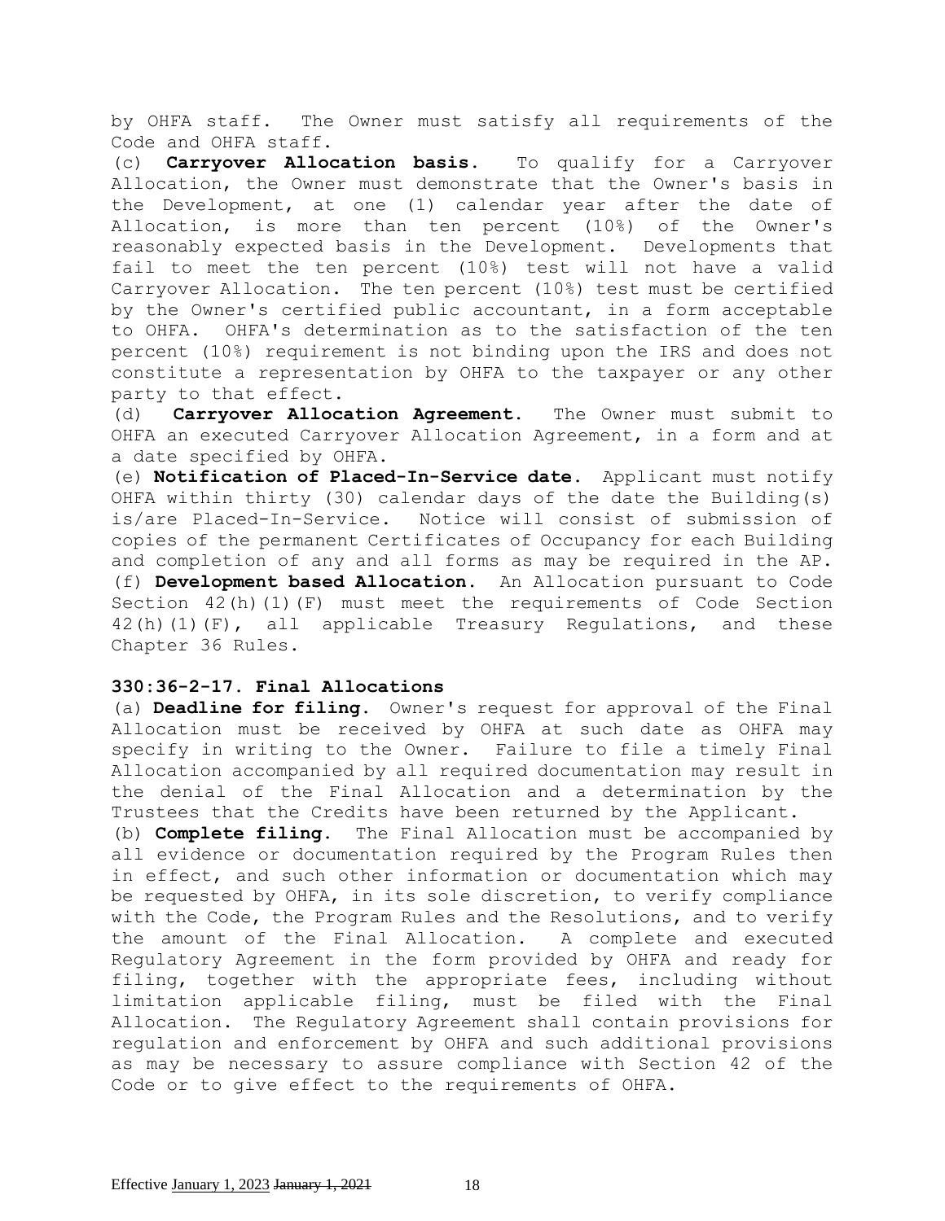by OHFA staff. The Owner must satisfy all requirements of the Code and OHFA staff.

(c) **Carryover Allocation basis.** To qualify for a Carryover Allocation, the Owner must demonstrate that the Owner's basis in the Development, at one (1) calendar year after the date of Allocation, is more than ten percent (10%) of the Owner's reasonably expected basis in the Development. Developments that fail to meet the ten percent (10%) test will not have a valid Carryover Allocation. The ten percent (10%) test must be certified by the Owner's certified public accountant, in a form acceptable to OHFA. OHFA's determination as to the satisfaction of the ten percent (10%) requirement is not binding upon the IRS and does not constitute a representation by OHFA to the taxpayer or any other party to that effect.

(d) **Carryover Allocation Agreement.** The Owner must submit to OHFA an executed Carryover Allocation Agreement, in a form and at a date specified by OHFA.

(e) **Notification of Placed-In-Service date.** Applicant must notify OHFA within thirty (30) calendar days of the date the Building(s) is/are Placed-In-Service. Notice will consist of submission of copies of the permanent Certificates of Occupancy for each Building and completion of any and all forms as may be required in the AP.

(f) **Development based Allocation.** An Allocation pursuant to Code Section 42(h)(1)(F) must meet the requirements of Code Section 42(h)(1)(F), all applicable Treasury Regulations, and these Chapter 36 Rules.

**330:36-2-17. Final Allocations**

(a) **Deadline for filing.** Owner's request for approval of the Final Allocation must be received by OHFA at such date as OHFA may specify in writing to the Owner. Failure to file a timely Final Allocation accompanied by all required documentation may result in the denial of the Final Allocation and a determination by the Trustees that the Credits have been returned by the Applicant.

(b) **Complete filing.** The Final Allocation must be accompanied by all evidence or documentation required by the Program Rules then in effect, and such other information or documentation which may be requested by OHFA, in its sole discretion, to verify compliance with the Code, the Program Rules and the Resolutions, and to verify the amount of the Final Allocation. A complete and executed Regulatory Agreement in the form provided by OHFA and ready for filing, together with the appropriate fees, including without limitation applicable filing, must be filed with the Final Allocation. The Regulatory Agreement shall contain provisions for regulation and enforcement by OHFA and such additional provisions as may be necessary to assure compliance with Section 42 of the Code or to give effect to the requirements of OHFA.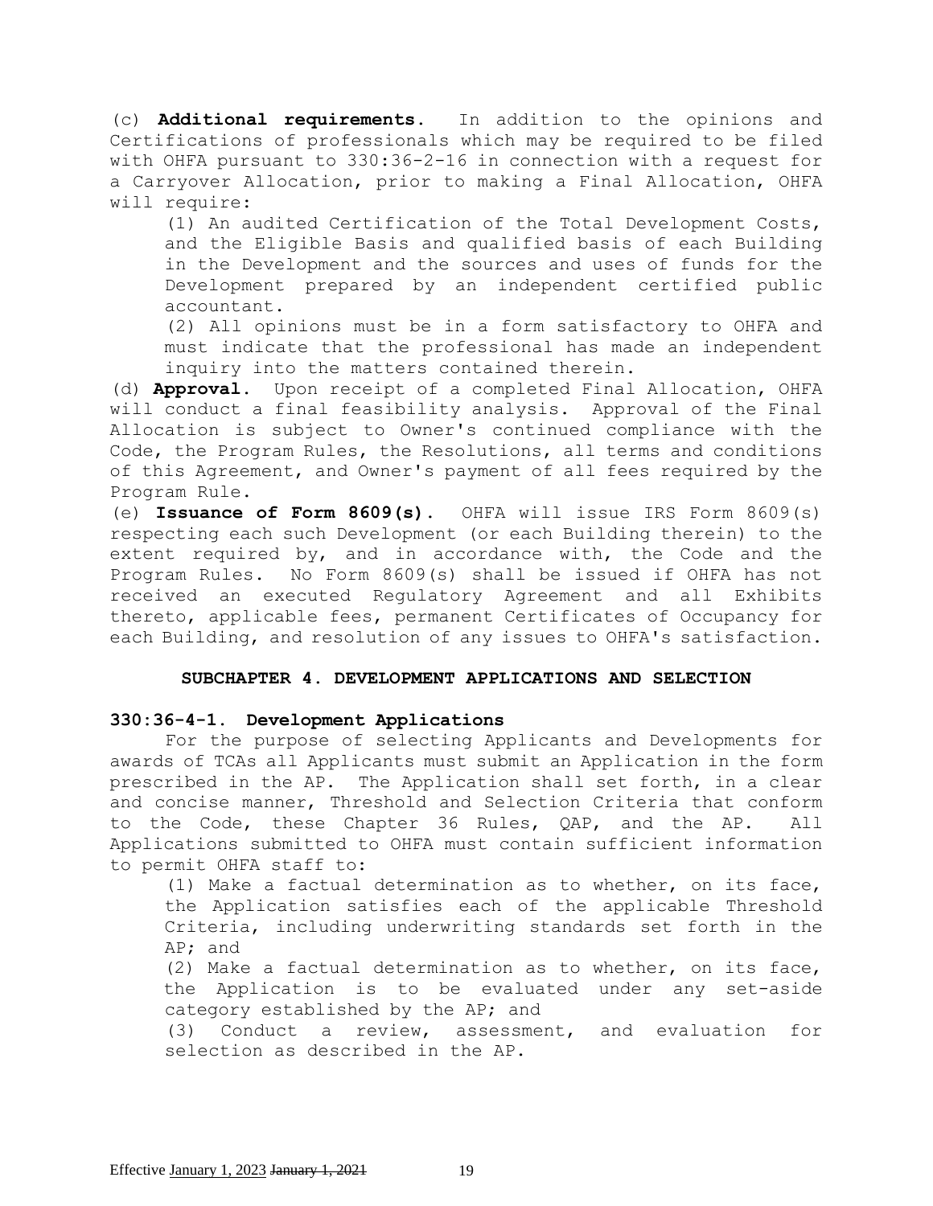(c) **Additional requirements.** In addition to the opinions and Certifications of professionals which may be required to be filed with OHFA pursuant to 330:36-2-16 in connection with a request for a Carryover Allocation, prior to making a Final Allocation, OHFA will require:

(1) An audited Certification of the Total Development Costs, and the Eligible Basis and qualified basis of each Building in the Development and the sources and uses of funds for the Development prepared by an independent certified public accountant.

(2) All opinions must be in a form satisfactory to OHFA and must indicate that the professional has made an independent inquiry into the matters contained therein.

(d) **Approval.** Upon receipt of a completed Final Allocation, OHFA will conduct a final feasibility analysis. Approval of the Final Allocation is subject to Owner's continued compliance with the Code, the Program Rules, the Resolutions, all terms and conditions of this Agreement, and Owner's payment of all fees required by the Program Rule.

(e) **Issuance of Form 8609(s).** OHFA will issue IRS Form 8609(s) respecting each such Development (or each Building therein) to the extent required by, and in accordance with, the Code and the Program Rules. No Form 8609(s) shall be issued if OHFA has not received an executed Regulatory Agreement and all Exhibits thereto, applicable fees, permanent Certificates of Occupancy for each Building, and resolution of any issues to OHFA's satisfaction.

## SUBCHAPTER 4. DEVELOPMENT APPLICATIONS AND SELECTION

### 330:36-4-1. Development Applications

For the purpose of selecting Applicants and Developments for awards of TCAs all Applicants must submit an Application in the form prescribed in the AP. The Application shall set forth, in a clear and concise manner, Threshold and Selection Criteria that conform to the Code, these Chapter 36 Rules, QAP, and the AP. All Applications submitted to OHFA must contain sufficient information to permit OHFA staff to:

(1) Make a factual determination as to whether, on its face, the Application satisfies each of the applicable Threshold Criteria, including underwriting standards set forth in the AP; and

(2) Make a factual determination as to whether, on its face, the Application is to be evaluated under any set-aside category established by the AP; and

(3) Conduct a review, assessment, and evaluation for selection as described in the AP.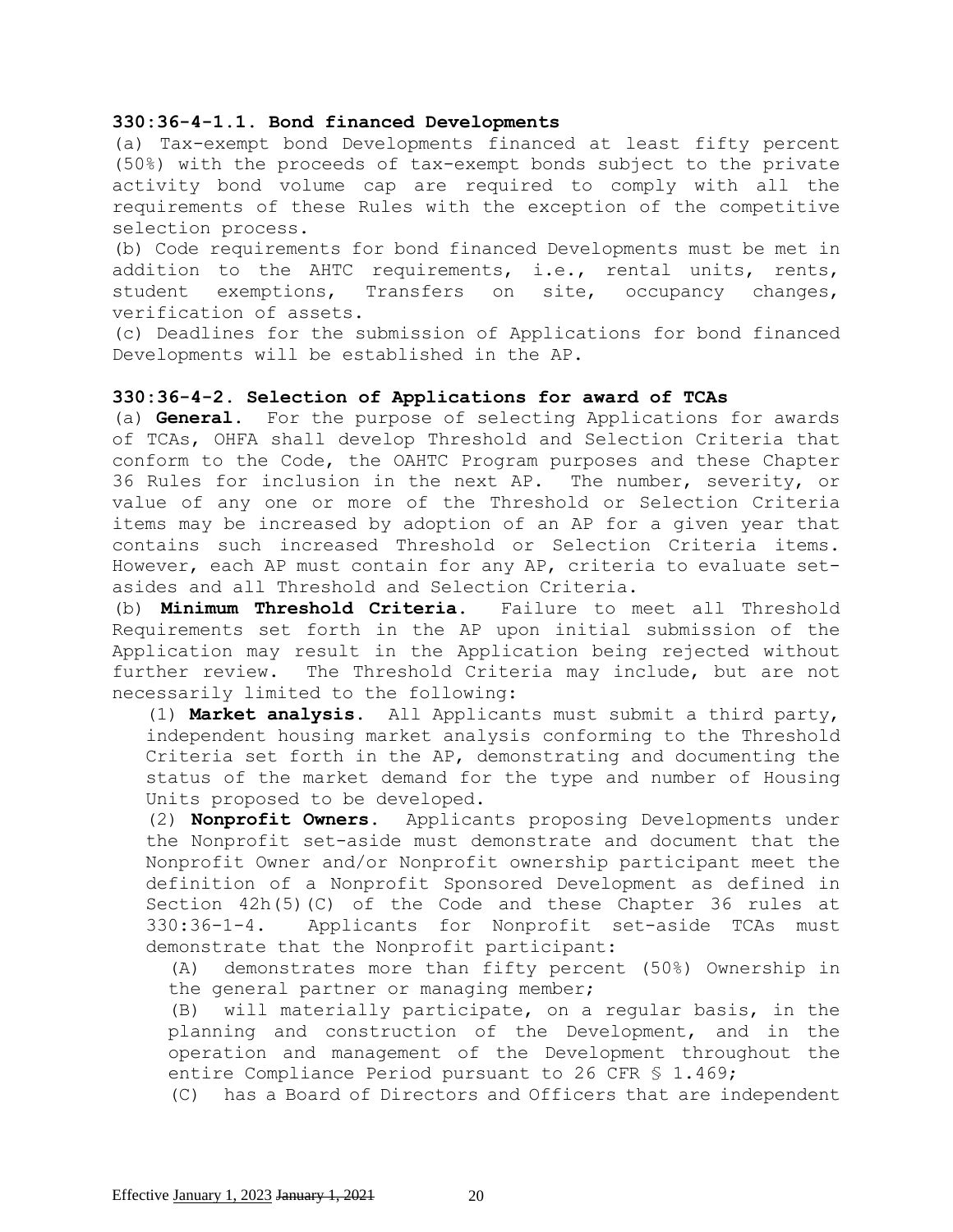**330:36-4-1.1. Bond financed Developments**

(a) Tax-exempt bond Developments financed at least fifty percent (50%) with the proceeds of tax-exempt bonds subject to the private activity bond volume cap are required to comply with all the requirements of these Rules with the exception of the competitive selection process.

(b) Code requirements for bond financed Developments must be met in addition to the AHTC requirements, i.e., rental units, rents, student exemptions, Transfers on site, occupancy changes, verification of assets.

(c) Deadlines for the submission of Applications for bond financed Developments will be established in the AP.

**330:36-4-2. Selection of Applications for award of TCAs**

(a) **General.** For the purpose of selecting Applications for awards of TCAs, OHFA shall develop Threshold and Selection Criteria that conform to the Code, the OAHTC Program purposes and these Chapter 36 Rules for inclusion in the next AP. The number, severity, or value of any one or more of the Threshold or Selection Criteria items may be increased by adoption of an AP for a given year that contains such increased Threshold or Selection Criteria items. However, each AP must contain for any AP, criteria to evaluate set-asides and all Threshold and Selection Criteria.

(b) **Minimum Threshold Criteria.** Failure to meet all Threshold Requirements set forth in the AP upon initial submission of the Application may result in the Application being rejected without further review. The Threshold Criteria may include, but are not necessarily limited to the following:

(1) **Market analysis.** All Applicants must submit a third party, independent housing market analysis conforming to the Threshold Criteria set forth in the AP, demonstrating and documenting the status of the market demand for the type and number of Housing Units proposed to be developed.

(2) **Nonprofit Owners.** Applicants proposing Developments under the Nonprofit set-aside must demonstrate and document that the Nonprofit Owner and/or Nonprofit ownership participant meet the definition of a Nonprofit Sponsored Development as defined in Section 42h(5)(C) of the Code and these Chapter 36 rules at 330:36-1-4. Applicants for Nonprofit set-aside TCAs must demonstrate that the Nonprofit participant:

(A) demonstrates more than fifty percent (50%) Ownership in the general partner or managing member;

(B) will materially participate, on a regular basis, in the planning and construction of the Development, and in the operation and management of the Development throughout the entire Compliance Period pursuant to 26 CFR § 1.469;

(C) has a Board of Directors and Officers that are independent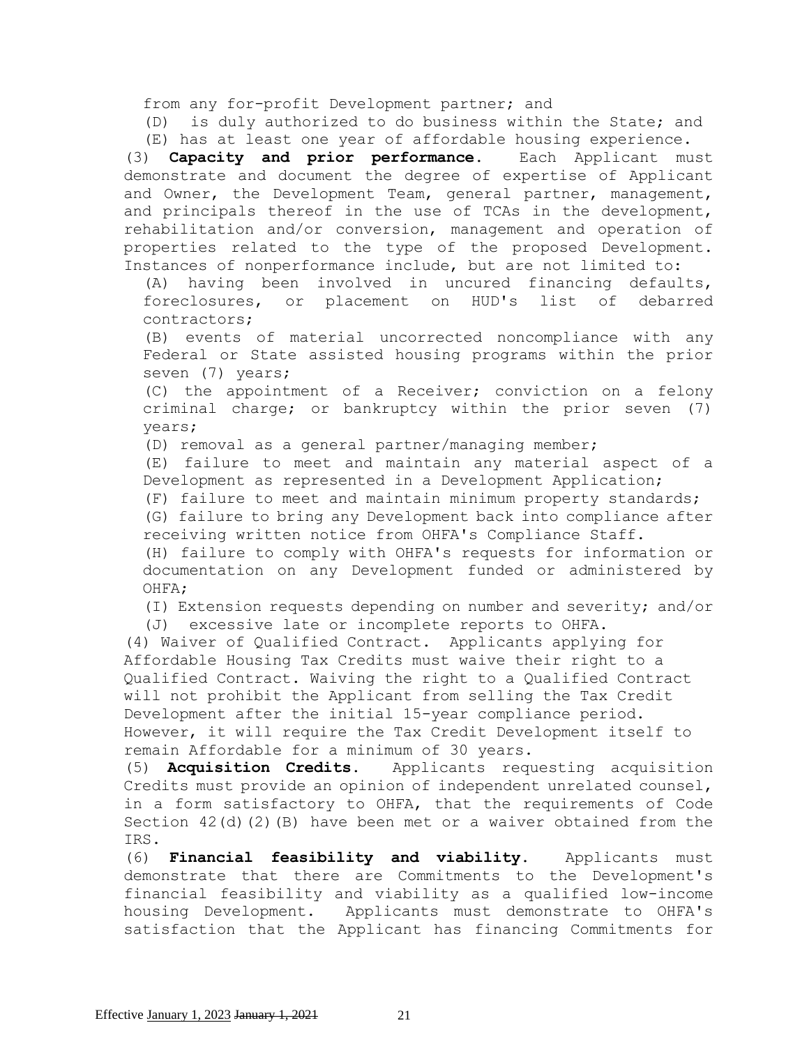from any for-profit Development partner; and

(D) is duly authorized to do business within the State; and

(E) has at least one year of affordable housing experience.

(3) **Capacity and prior performance.** Each Applicant must demonstrate and document the degree of expertise of Applicant and Owner, the Development Team, general partner, management, and principals thereof in the use of TCAs in the development, rehabilitation and/or conversion, management and operation of properties related to the type of the proposed Development. Instances of nonperformance include, but are not limited to:

(A) having been involved in uncured financing defaults, foreclosures, or placement on HUD's list of debarred contractors;

(B) events of material uncorrected noncompliance with any Federal or State assisted housing programs within the prior seven (7) years;

(C) the appointment of a Receiver; conviction on a felony criminal charge; or bankruptcy within the prior seven (7) years;

(D) removal as a general partner/managing member;

(E) failure to meet and maintain any material aspect of a Development as represented in a Development Application;

(F) failure to meet and maintain minimum property standards;

(G) failure to bring any Development back into compliance after receiving written notice from OHFA's Compliance Staff.

(H) failure to comply with OHFA's requests for information or documentation on any Development funded or administered by OHFA;

(I) Extension requests depending on number and severity; and/or

(J) excessive late or incomplete reports to OHFA.

(4) Waiver of Qualified Contract. Applicants applying for Affordable Housing Tax Credits must waive their right to a Qualified Contract. Waiving the right to a Qualified Contract will not prohibit the Applicant from selling the Tax Credit Development after the initial 15-year compliance period. However, it will require the Tax Credit Development itself to remain Affordable for a minimum of 30 years.

(5) **Acquisition Credits.** Applicants requesting acquisition Credits must provide an opinion of independent unrelated counsel, in a form satisfactory to OHFA, that the requirements of Code Section 42(d)(2)(B) have been met or a waiver obtained from the IRS.

(6) **Financial feasibility and viability.** Applicants must demonstrate that there are Commitments to the Development's financial feasibility and viability as a qualified low-income housing Development. Applicants must demonstrate to OHFA's satisfaction that the Applicant has financing Commitments for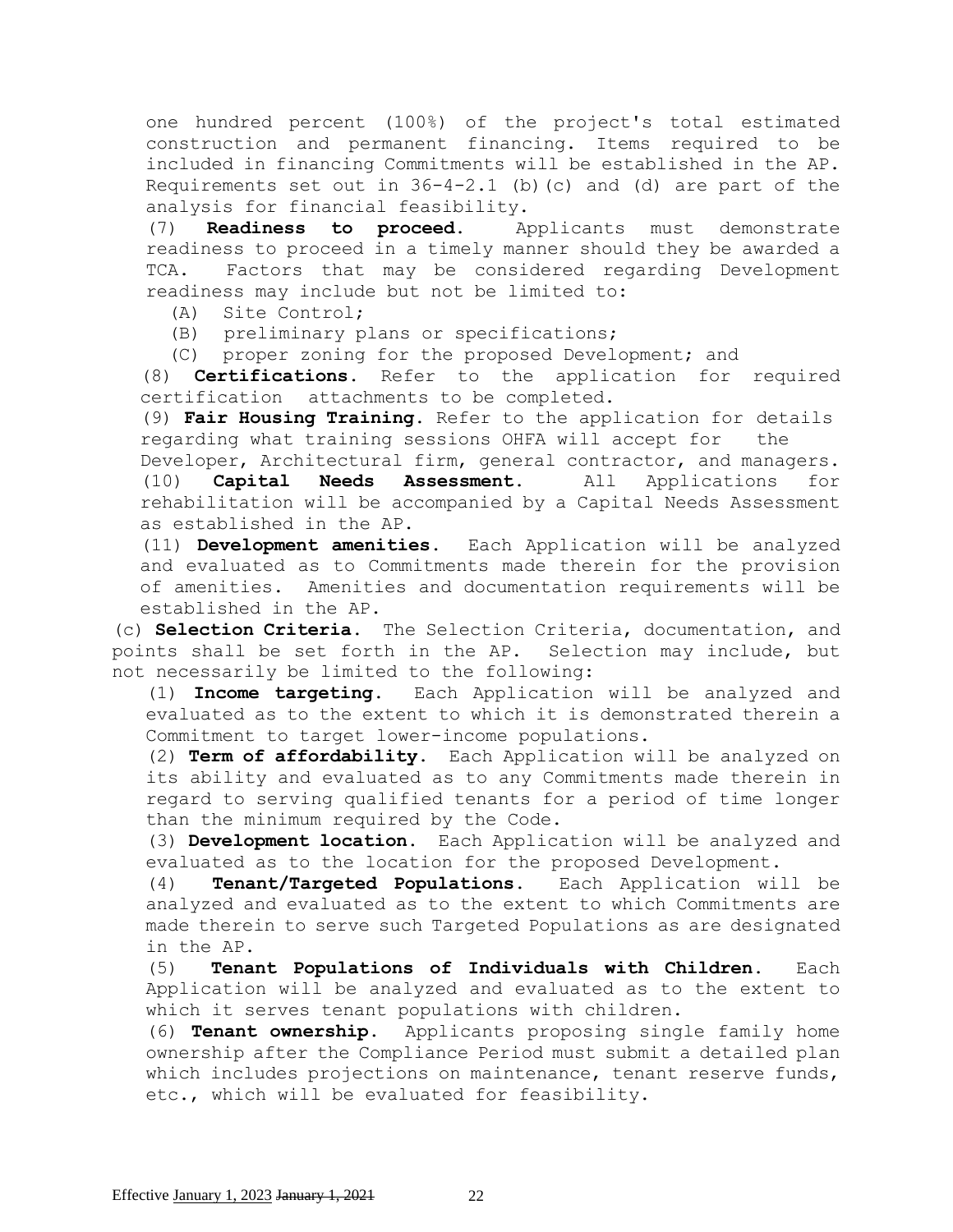one hundred percent (100%) of the project's total estimated construction and permanent financing. Items required to be included in financing Commitments will be established in the AP. Requirements set out in 36-4-2.1 (b)(c) and (d) are part of the analysis for financial feasibility.

(7) **Readiness to proceed.** Applicants must demonstrate readiness to proceed in a timely manner should they be awarded a TCA. Factors that may be considered regarding Development readiness may include but not be limited to:

(A) Site Control;

(B) preliminary plans or specifications;

(C) proper zoning for the proposed Development; and

(8) **Certifications.** Refer to the application for required certification attachments to be completed.

(9) **Fair Housing Training.** Refer to the application for details regarding what training sessions OHFA will accept for the Developer, Architectural firm, general contractor, and managers.

(10) **Capital Needs Assessment.** All Applications for rehabilitation will be accompanied by a Capital Needs Assessment as established in the AP.

(11) **Development amenities.** Each Application will be analyzed and evaluated as to Commitments made therein for the provision of amenities. Amenities and documentation requirements will be established in the AP.

(c) **Selection Criteria.** The Selection Criteria, documentation, and points shall be set forth in the AP. Selection may include, but not necessarily be limited to the following:

(1) **Income targeting.** Each Application will be analyzed and evaluated as to the extent to which it is demonstrated therein a Commitment to target lower-income populations.

(2) **Term of affordability.** Each Application will be analyzed on its ability and evaluated as to any Commitments made therein in regard to serving qualified tenants for a period of time longer than the minimum required by the Code.

(3) **Development location.** Each Application will be analyzed and evaluated as to the location for the proposed Development.

(4) **Tenant/Targeted Populations.** Each Application will be analyzed and evaluated as to the extent to which Commitments are made therein to serve such Targeted Populations as are designated in the AP.

(5) **Tenant Populations of Individuals with Children.** Each Application will be analyzed and evaluated as to the extent to which it serves tenant populations with children.

(6) **Tenant ownership.** Applicants proposing single family home ownership after the Compliance Period must submit a detailed plan which includes projections on maintenance, tenant reserve funds, etc., which will be evaluated for feasibility.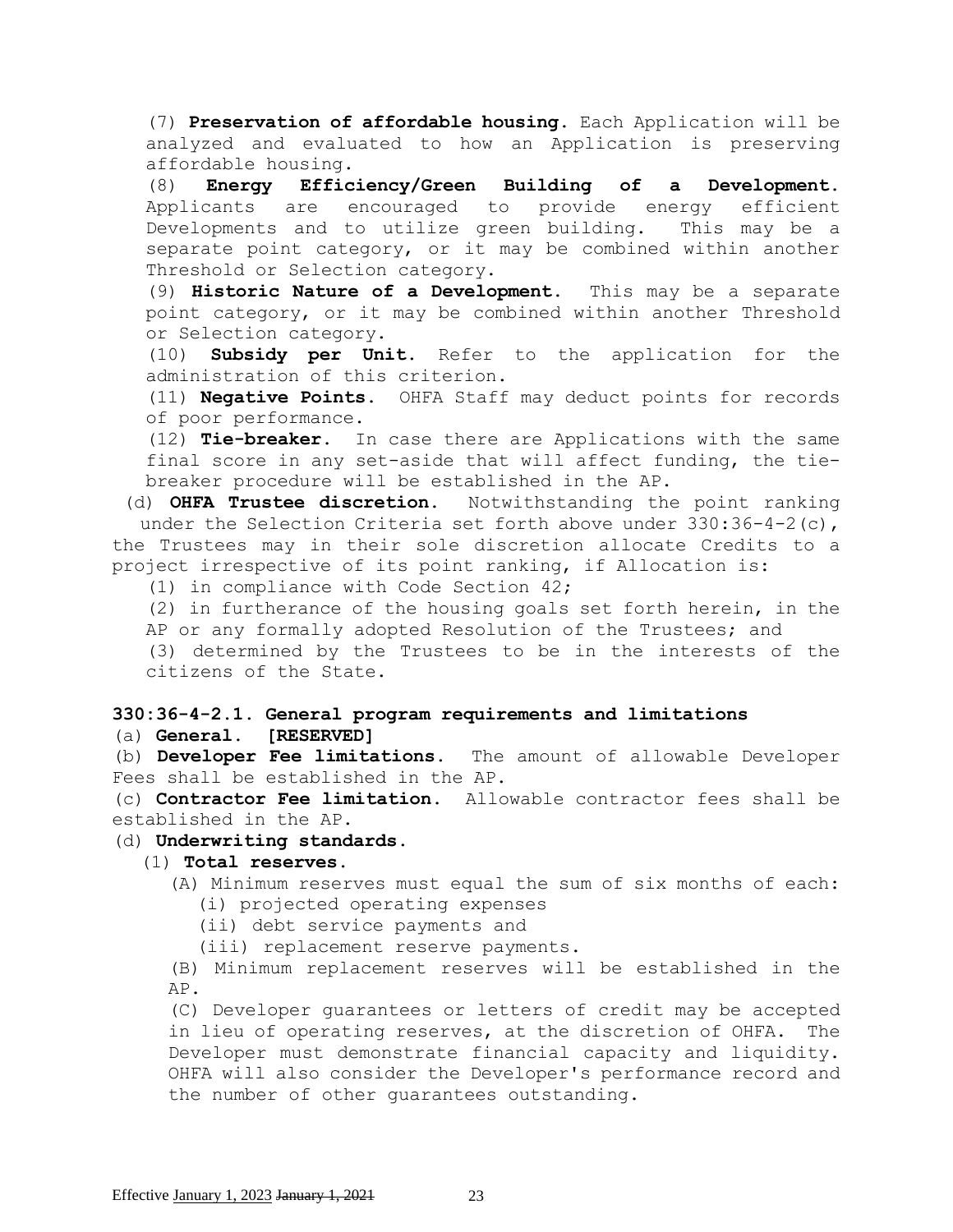(7) **Preservation of affordable housing.** Each Application will be analyzed and evaluated to how an Application is preserving affordable housing.

(8) **Energy Efficiency/Green Building of a Development.** Applicants are encouraged to provide energy efficient Developments and to utilize green building. This may be a separate point category, or it may be combined within another Threshold or Selection category.

(9) **Historic Nature of a Development.** This may be a separate point category, or it may be combined within another Threshold or Selection category.

(10) **Subsidy per Unit.** Refer to the application for the administration of this criterion.

(11) **Negative Points.** OHFA Staff may deduct points for records of poor performance.

(12) **Tie-breaker.** In case there are Applications with the same final score in any set-aside that will affect funding, the tie-breaker procedure will be established in the AP.

(d) **OHFA Trustee discretion.** Notwithstanding the point ranking under the Selection Criteria set forth above under 330:36-4-2(c), the Trustees may in their sole discretion allocate Credits to a project irrespective of its point ranking, if Allocation is:

(1) in compliance with Code Section 42;

(2) in furtherance of the housing goals set forth herein, in the AP or any formally adopted Resolution of the Trustees; and

(3) determined by the Trustees to be in the interests of the citizens of the State.

**330:36-4-2.1. General program requirements and limitations**

(a) **General. [RESERVED]**

(b) **Developer Fee limitations.** The amount of allowable Developer Fees shall be established in the AP.

(c) **Contractor Fee limitation.** Allowable contractor fees shall be established in the AP.

(d) **Underwriting standards.**

(1) **Total reserves.**

(A) Minimum reserves must equal the sum of six months of each:

(i) projected operating expenses

(ii) debt service payments and

(iii) replacement reserve payments.

(B) Minimum replacement reserves will be established in the AP.

(C) Developer guarantees or letters of credit may be accepted in lieu of operating reserves, at the discretion of OHFA. The Developer must demonstrate financial capacity and liquidity. OHFA will also consider the Developer's performance record and the number of other guarantees outstanding.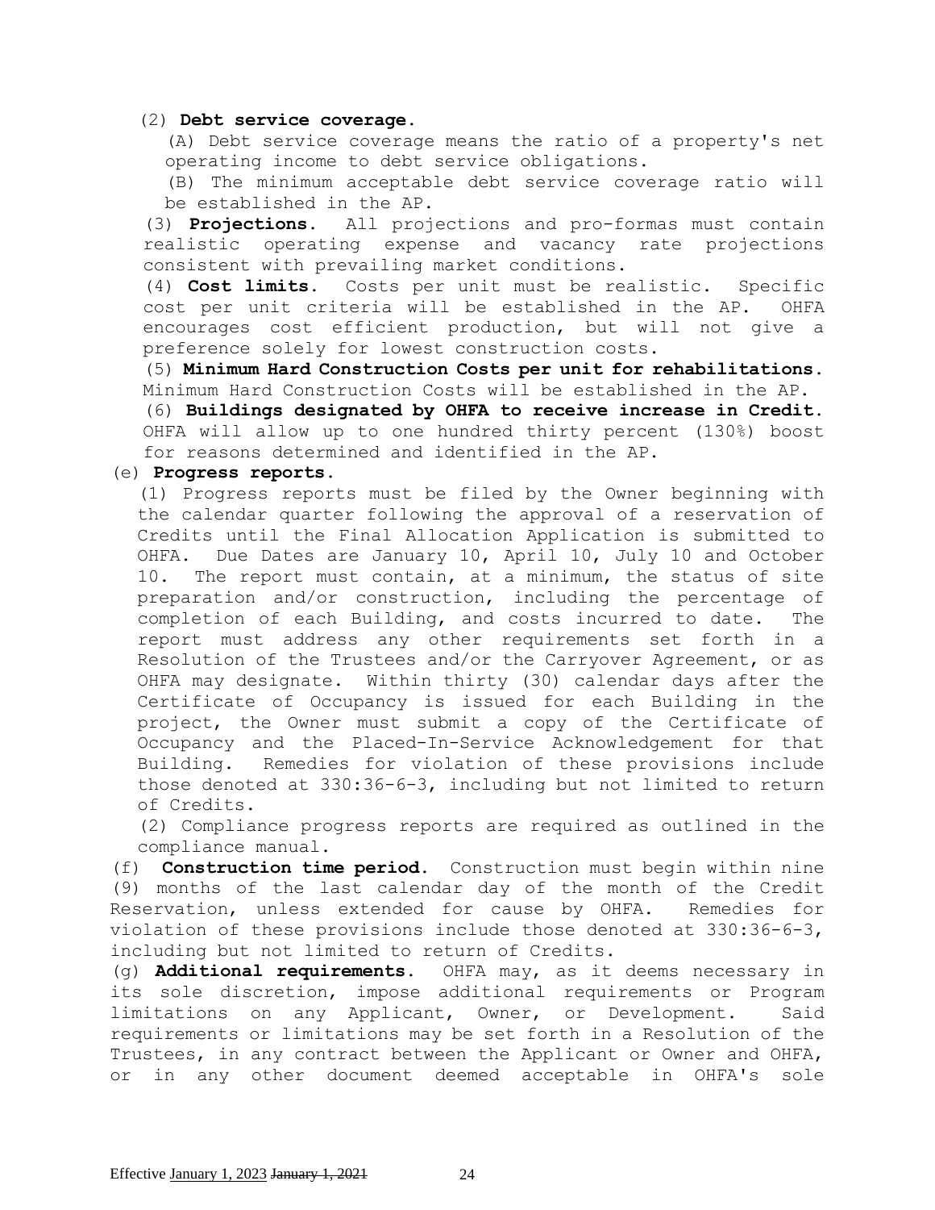(2) **Debt service coverage.**

(A) Debt service coverage means the ratio of a property's net operating income to debt service obligations.

(B) The minimum acceptable debt service coverage ratio will be established in the AP.

(3) **Projections.** All projections and pro-formas must contain realistic operating expense and vacancy rate projections consistent with prevailing market conditions.

(4) **Cost limits.** Costs per unit must be realistic. Specific cost per unit criteria will be established in the AP. OHFA encourages cost efficient production, but will not give a preference solely for lowest construction costs.

(5) **Minimum Hard Construction Costs per unit for rehabilitations.** Minimum Hard Construction Costs will be established in the AP.

(6) **Buildings designated by OHFA to receive increase in Credit.** OHFA will allow up to one hundred thirty percent (130%) boost for reasons determined and identified in the AP.

(e) **Progress reports.**

(1) Progress reports must be filed by the Owner beginning with the calendar quarter following the approval of a reservation of Credits until the Final Allocation Application is submitted to OHFA. Due Dates are January 10, April 10, July 10 and October 10. The report must contain, at a minimum, the status of site preparation and/or construction, including the percentage of completion of each Building, and costs incurred to date. The report must address any other requirements set forth in a Resolution of the Trustees and/or the Carryover Agreement, or as OHFA may designate. Within thirty (30) calendar days after the Certificate of Occupancy is issued for each Building in the project, the Owner must submit a copy of the Certificate of Occupancy and the Placed-In-Service Acknowledgement for that Building. Remedies for violation of these provisions include those denoted at 330:36-6-3, including but not limited to return of Credits.

(2) Compliance progress reports are required as outlined in the compliance manual.

(f) **Construction time period.** Construction must begin within nine (9) months of the last calendar day of the month of the Credit Reservation, unless extended for cause by OHFA. Remedies for violation of these provisions include those denoted at 330:36-6-3, including but not limited to return of Credits.

(g) **Additional requirements.** OHFA may, as it deems necessary in its sole discretion, impose additional requirements or Program limitations on any Applicant, Owner, or Development. Said requirements or limitations may be set forth in a Resolution of the Trustees, in any contract between the Applicant or Owner and OHFA, or in any other document deemed acceptable in OHFA's sole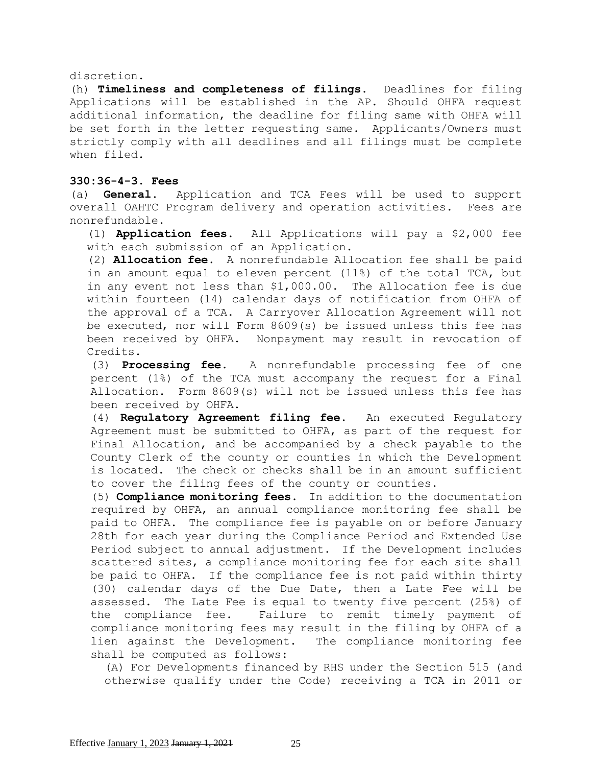discretion.

(h) **Timeliness and completeness of filings.** Deadlines for filing Applications will be established in the AP. Should OHFA request additional information, the deadline for filing same with OHFA will be set forth in the letter requesting same. Applicants/Owners must strictly comply with all deadlines and all filings must be complete when filed.

**330:36-4-3. Fees**

(a) **General.** Application and TCA Fees will be used to support overall OAHTC Program delivery and operation activities. Fees are nonrefundable.

(1) **Application fees.** All Applications will pay a $2,000 fee with each submission of an Application.

(2) **Allocation fee.** A nonrefundable Allocation fee shall be paid in an amount equal to eleven percent (11%) of the total TCA, but in any event not less than $1,000.00. The Allocation fee is due within fourteen (14) calendar days of notification from OHFA of the approval of a TCA. A Carryover Allocation Agreement will not be executed, nor will Form 8609(s) be issued unless this fee has been received by OHFA. Nonpayment may result in revocation of Credits.

(3) **Processing fee.** A nonrefundable processing fee of one percent (1%) of the TCA must accompany the request for a Final Allocation. Form 8609(s) will not be issued unless this fee has been received by OHFA.

(4) **Regulatory Agreement filing fee.** An executed Regulatory Agreement must be submitted to OHFA, as part of the request for Final Allocation, and be accompanied by a check payable to the County Clerk of the county or counties in which the Development is located. The check or checks shall be in an amount sufficient to cover the filing fees of the county or counties.

(5) **Compliance monitoring fees.** In addition to the documentation required by OHFA, an annual compliance monitoring fee shall be paid to OHFA. The compliance fee is payable on or before January 28th for each year during the Compliance Period and Extended Use Period subject to annual adjustment. If the Development includes scattered sites, a compliance monitoring fee for each site shall be paid to OHFA. If the compliance fee is not paid within thirty (30) calendar days of the Due Date, then a Late Fee will be assessed. The Late Fee is equal to twenty five percent (25%) of the compliance fee. Failure to remit timely payment of compliance monitoring fees may result in the filing by OHFA of a lien against the Development. The compliance monitoring fee shall be computed as follows:

(A) For Developments financed by RHS under the Section 515 (and otherwise qualify under the Code) receiving a TCA in 2011 or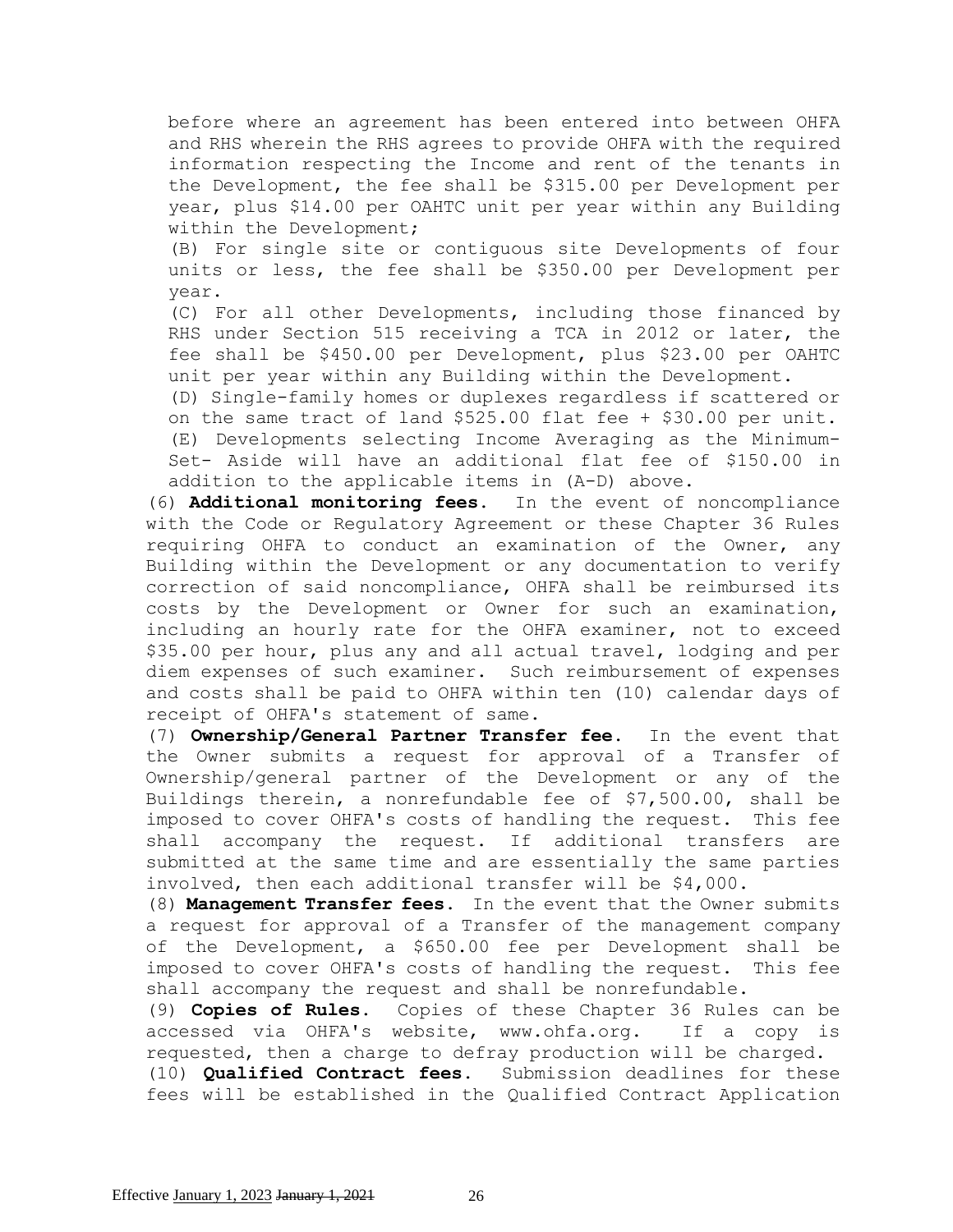before where an agreement has been entered into between OHFA and RHS wherein the RHS agrees to provide OHFA with the required information respecting the Income and rent of the tenants in the Development, the fee shall be $315.00 per Development per year, plus $14.00 per OAHTC unit per year within any Building within the Development;

(B) For single site or contiguous site Developments of four units or less, the fee shall be $350.00 per Development per year.

(C) For all other Developments, including those financed by RHS under Section 515 receiving a TCA in 2012 or later, the fee shall be $450.00 per Development, plus $23.00 per OAHTC unit per year within any Building within the Development.

(D) Single-family homes or duplexes regardless if scattered or on the same tract of land $525.00 flat fee + $30.00 per unit.

(E) Developments selecting Income Averaging as the Minimum-Set- Aside will have an additional flat fee of $150.00 in addition to the applicable items in (A-D) above.

(6) **Additional monitoring fees**. In the event of noncompliance with the Code or Regulatory Agreement or these Chapter 36 Rules requiring OHFA to conduct an examination of the Owner, any Building within the Development or any documentation to verify correction of said noncompliance, OHFA shall be reimbursed its costs by the Development or Owner for such an examination, including an hourly rate for the OHFA examiner, not to exceed $35.00 per hour, plus any and all actual travel, lodging and per diem expenses of such examiner. Such reimbursement of expenses and costs shall be paid to OHFA within ten (10) calendar days of receipt of OHFA's statement of same.

(7) **Ownership/General Partner Transfer fee**. In the event that the Owner submits a request for approval of a Transfer of Ownership/general partner of the Development or any of the Buildings therein, a nonrefundable fee of $7,500.00, shall be imposed to cover OHFA's costs of handling the request. This fee shall accompany the request. If additional transfers are submitted at the same time and are essentially the same parties involved, then each additional transfer will be $4,000.

(8) **Management Transfer fees**. In the event that the Owner submits a request for approval of a Transfer of the management company of the Development, a $650.00 fee per Development shall be imposed to cover OHFA's costs of handling the request. This fee shall accompany the request and shall be nonrefundable.

(9) **Copies of Rules**. Copies of these Chapter 36 Rules can be accessed via OHFA's website, www.ohfa.org. If a copy is requested, then a charge to defray production will be charged.

(10) **Qualified Contract fees**. Submission deadlines for these fees will be established in the Qualified Contract Application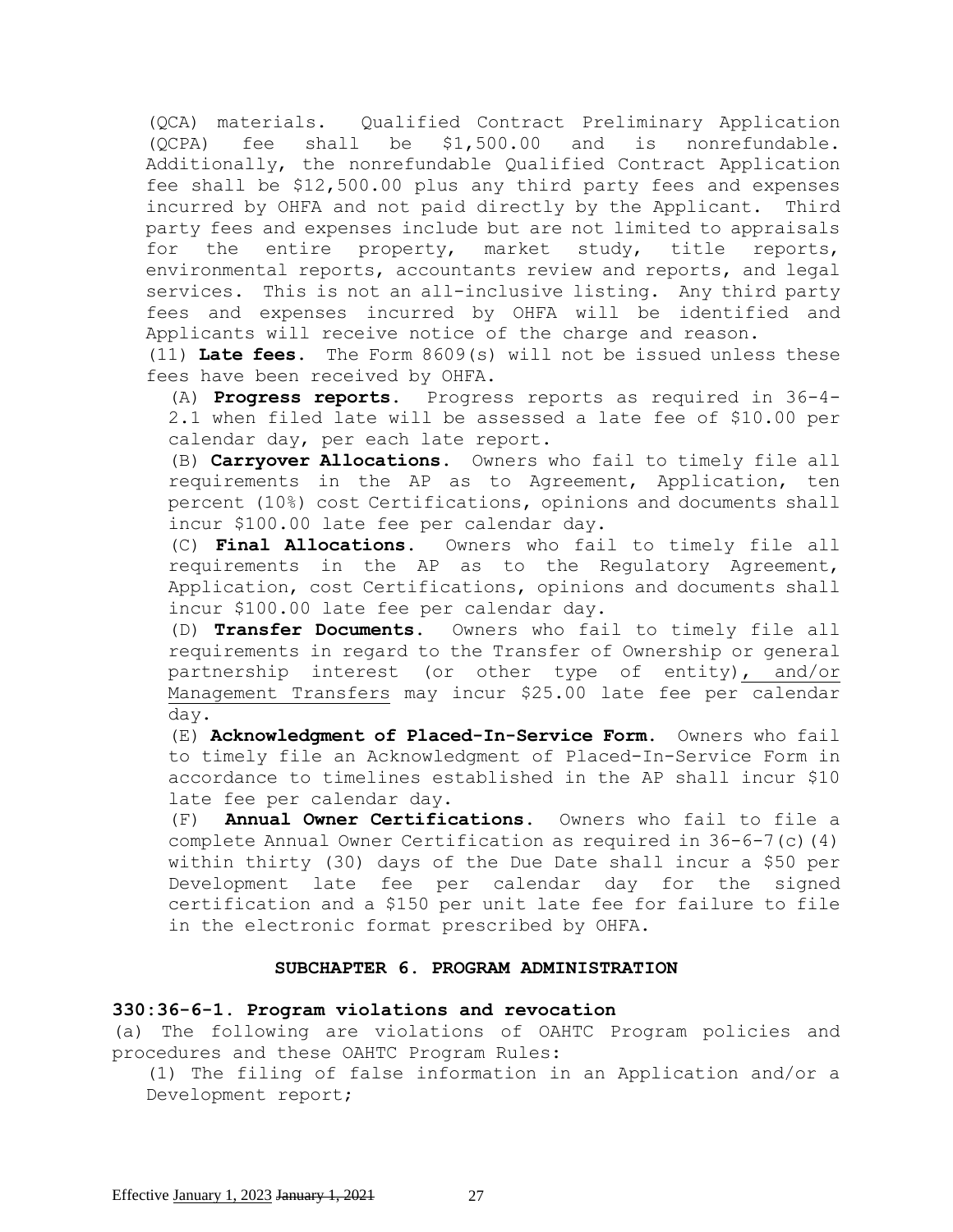(QCA) materials. Qualified Contract Preliminary Application (QCPA) fee shall be $1,500.00 and is nonrefundable. Additionally, the nonrefundable Qualified Contract Application fee shall be $12,500.00 plus any third party fees and expenses incurred by OHFA and not paid directly by the Applicant. Third party fees and expenses include but are not limited to appraisals for the entire property, market study, title reports, environmental reports, accountants review and reports, and legal services. This is not an all-inclusive listing. Any third party fees and expenses incurred by OHFA will be identified and Applicants will receive notice of the charge and reason.

(11) **Late fees.** The Form 8609(s) will not be issued unless these fees have been received by OHFA.

(A) **Progress reports.** Progress reports as required in 36-4-2.1 when filed late will be assessed a late fee of $10.00 per calendar day, per each late report.

(B) **Carryover Allocations.** Owners who fail to timely file all requirements in the AP as to Agreement, Application, ten percent (10%) cost Certifications, opinions and documents shall incur $100.00 late fee per calendar day.

(C) **Final Allocations.** Owners who fail to timely file all requirements in the AP as to the Regulatory Agreement, Application, cost Certifications, opinions and documents shall incur $100.00 late fee per calendar day.

(D) **Transfer Documents.** Owners who fail to timely file all requirements in regard to the Transfer of Ownership or general partnership interest (or other type of entity), and/or Management Transfers may incur $25.00 late fee per calendar day.

(E) **Acknowledgment of Placed-In-Service Form.** Owners who fail to timely file an Acknowledgment of Placed-In-Service Form in accordance to timelines established in the AP shall incur $10 late fee per calendar day.

(F) **Annual Owner Certifications.** Owners who fail to file a complete Annual Owner Certification as required in 36-6-7(c)(4) within thirty (30) days of the Due Date shall incur a $50 per Development late fee per calendar day for the signed certification and a $150 per unit late fee for failure to file in the electronic format prescribed by OHFA.

### SUBCHAPTER 6. PROGRAM ADMINISTRATION

**330:36-6-1. Program violations and revocation**

(a) The following are violations of OAHTC Program policies and procedures and these OAHTC Program Rules:

(1) The filing of false information in an Application and/or a Development report;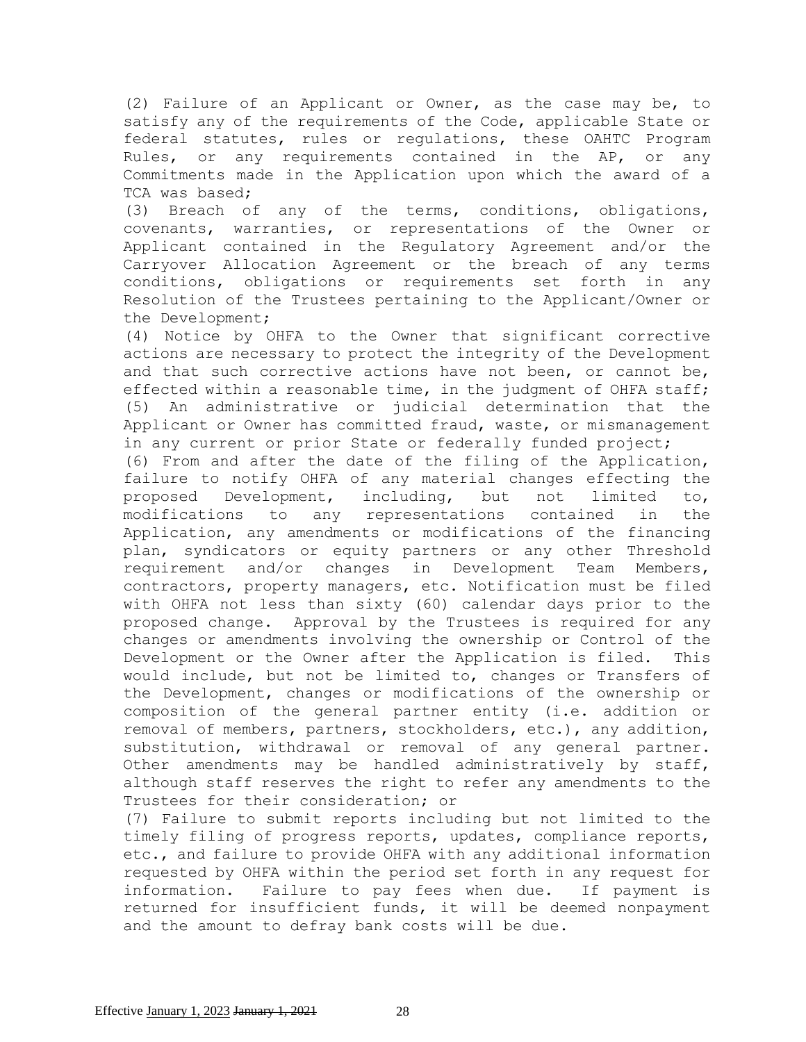(2) Failure of an Applicant or Owner, as the case may be, to satisfy any of the requirements of the Code, applicable State or federal statutes, rules or regulations, these OAHTC Program Rules, or any requirements contained in the AP, or any Commitments made in the Application upon which the award of a TCA was based;

(3) Breach of any of the terms, conditions, obligations, covenants, warranties, or representations of the Owner or Applicant contained in the Regulatory Agreement and/or the Carryover Allocation Agreement or the breach of any terms conditions, obligations or requirements set forth in any Resolution of the Trustees pertaining to the Applicant/Owner or the Development;

(4) Notice by OHFA to the Owner that significant corrective actions are necessary to protect the integrity of the Development and that such corrective actions have not been, or cannot be, effected within a reasonable time, in the judgment of OHFA staff;

(5) An administrative or judicial determination that the Applicant or Owner has committed fraud, waste, or mismanagement in any current or prior State or federally funded project;

(6) From and after the date of the filing of the Application, failure to notify OHFA of any material changes effecting the proposed Development, including, but not limited to, modifications to any representations contained in the Application, any amendments or modifications of the financing plan, syndicators or equity partners or any other Threshold requirement and/or changes in Development Team Members, contractors, property managers, etc. Notification must be filed with OHFA not less than sixty (60) calendar days prior to the proposed change. Approval by the Trustees is required for any changes or amendments involving the ownership or Control of the Development or the Owner after the Application is filed. This would include, but not be limited to, changes or Transfers of the Development, changes or modifications of the ownership or composition of the general partner entity (i.e. addition or removal of members, partners, stockholders, etc.), any addition, substitution, withdrawal or removal of any general partner. Other amendments may be handled administratively by staff, although staff reserves the right to refer any amendments to the Trustees for their consideration; or

(7) Failure to submit reports including but not limited to the timely filing of progress reports, updates, compliance reports, etc., and failure to provide OHFA with any additional information requested by OHFA within the period set forth in any request for information. Failure to pay fees when due. If payment is returned for insufficient funds, it will be deemed nonpayment and the amount to defray bank costs will be due.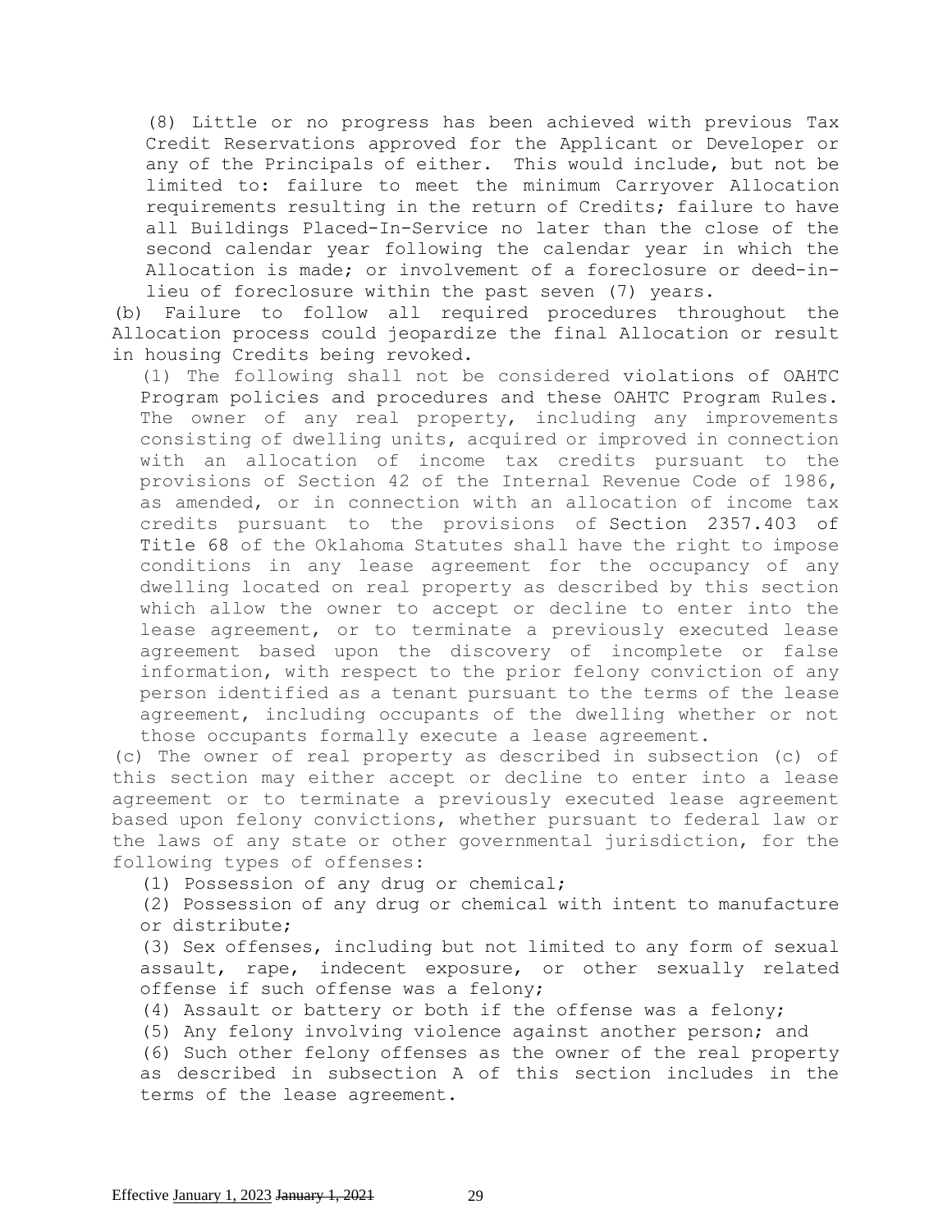(8) Little or no progress has been achieved with previous Tax Credit Reservations approved for the Applicant or Developer or any of the Principals of either. This would include, but not be limited to: failure to meet the minimum Carryover Allocation requirements resulting in the return of Credits; failure to have all Buildings Placed-In-Service no later than the close of the second calendar year following the calendar year in which the Allocation is made; or involvement of a foreclosure or deed-in-lieu of foreclosure within the past seven (7) years.

(b) Failure to follow all required procedures throughout the Allocation process could jeopardize the final Allocation or result in housing Credits being revoked.

(1) The following shall not be considered violations of OAHTC Program policies and procedures and these OAHTC Program Rules. The owner of any real property, including any improvements consisting of dwelling units, acquired or improved in connection with an allocation of income tax credits pursuant to the provisions of Section 42 of the Internal Revenue Code of 1986, as amended, or in connection with an allocation of income tax credits pursuant to the provisions of Section 2357.403 of Title 68 of the Oklahoma Statutes shall have the right to impose conditions in any lease agreement for the occupancy of any dwelling located on real property as described by this section which allow the owner to accept or decline to enter into the lease agreement, or to terminate a previously executed lease agreement based upon the discovery of incomplete or false information, with respect to the prior felony conviction of any person identified as a tenant pursuant to the terms of the lease agreement, including occupants of the dwelling whether or not those occupants formally execute a lease agreement.

(c) The owner of real property as described in subsection (c) of this section may either accept or decline to enter into a lease agreement or to terminate a previously executed lease agreement based upon felony convictions, whether pursuant to federal law or the laws of any state or other governmental jurisdiction, for the following types of offenses:

(1) Possession of any drug or chemical;

(2) Possession of any drug or chemical with intent to manufacture or distribute;

(3) Sex offenses, including but not limited to any form of sexual assault, rape, indecent exposure, or other sexually related offense if such offense was a felony;

(4) Assault or battery or both if the offense was a felony;

(5) Any felony involving violence against another person; and

(6) Such other felony offenses as the owner of the real property as described in subsection A of this section includes in the terms of the lease agreement.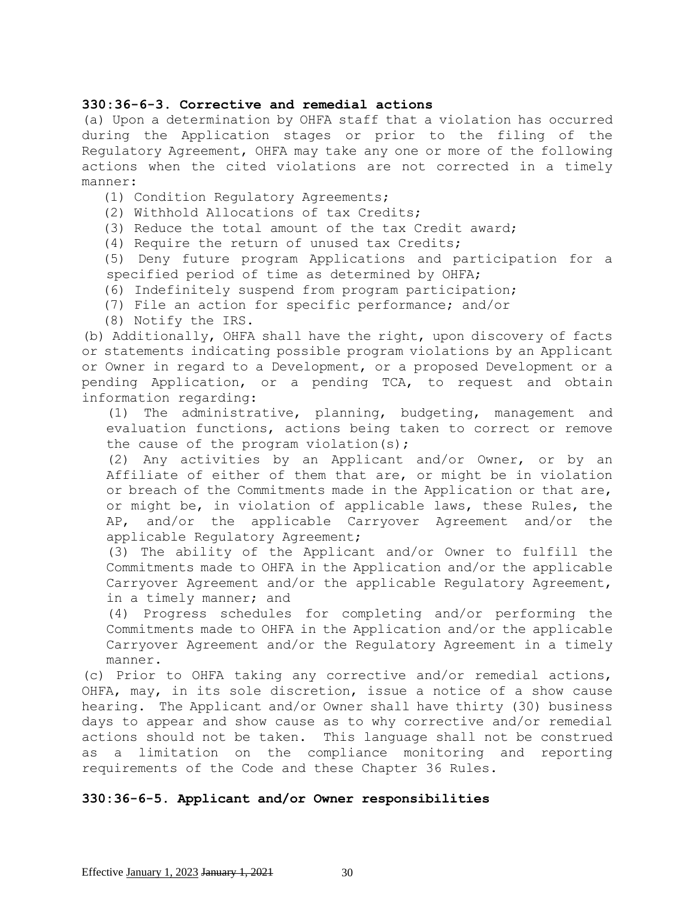**330:36-6-3. Corrective and remedial actions**

(a) Upon a determination by OHFA staff that a violation has occurred during the Application stages or prior to the filing of the Regulatory Agreement, OHFA may take any one or more of the following actions when the cited violations are not corrected in a timely manner:

(1) Condition Regulatory Agreements;

(2) Withhold Allocations of tax Credits;

(3) Reduce the total amount of the tax Credit award;

(4) Require the return of unused tax Credits;

(5) Deny future program Applications and participation for a specified period of time as determined by OHFA;

(6) Indefinitely suspend from program participation;

(7) File an action for specific performance; and/or

(8) Notify the IRS.

(b) Additionally, OHFA shall have the right, upon discovery of facts or statements indicating possible program violations by an Applicant or Owner in regard to a Development, or a proposed Development or a pending Application, or a pending TCA, to request and obtain information regarding:

(1) The administrative, planning, budgeting, management and evaluation functions, actions being taken to correct or remove the cause of the program violation(s);

(2) Any activities by an Applicant and/or Owner, or by an Affiliate of either of them that are, or might be in violation or breach of the Commitments made in the Application or that are, or might be, in violation of applicable laws, these Rules, the AP, and/or the applicable Carryover Agreement and/or the applicable Regulatory Agreement;

(3) The ability of the Applicant and/or Owner to fulfill the Commitments made to OHFA in the Application and/or the applicable Carryover Agreement and/or the applicable Regulatory Agreement, in a timely manner; and

(4) Progress schedules for completing and/or performing the Commitments made to OHFA in the Application and/or the applicable Carryover Agreement and/or the Regulatory Agreement in a timely manner.

(c) Prior to OHFA taking any corrective and/or remedial actions, OHFA, may, in its sole discretion, issue a notice of a show cause hearing. The Applicant and/or Owner shall have thirty (30) business days to appear and show cause as to why corrective and/or remedial actions should not be taken. This language shall not be construed as a limitation on the compliance monitoring and reporting requirements of the Code and these Chapter 36 Rules.

**330:36-6-5. Applicant and/or Owner responsibilities**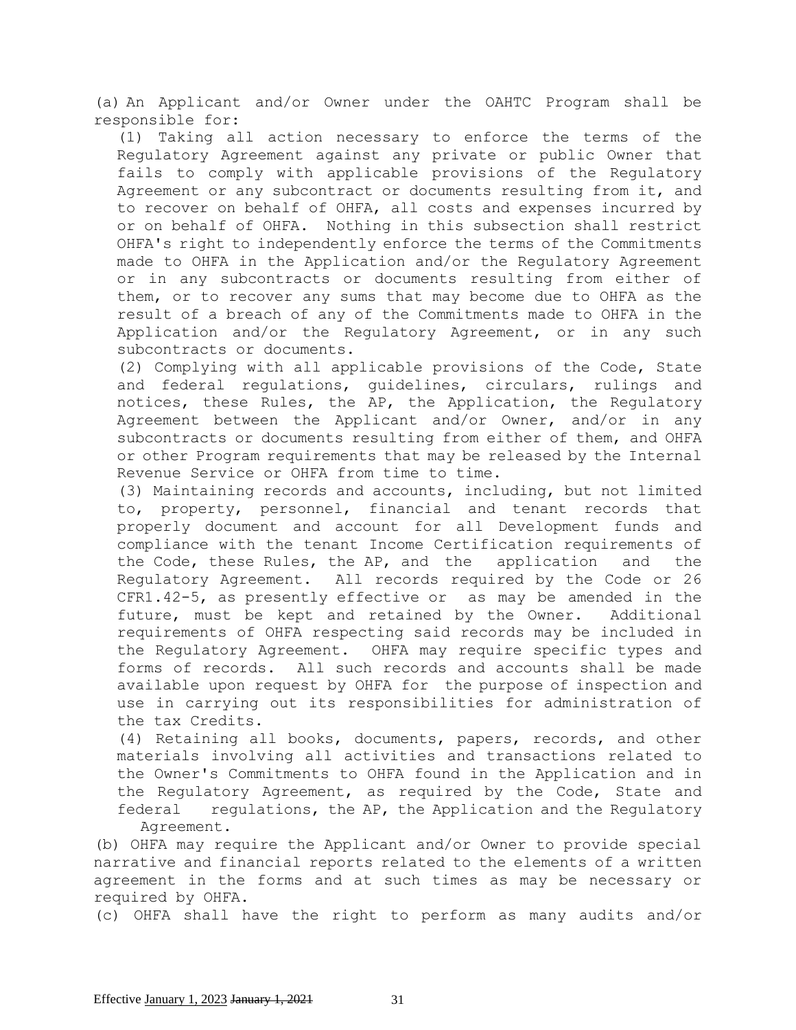(a) An Applicant and/or Owner under the OAHTC Program shall be responsible for:

(1) Taking all action necessary to enforce the terms of the Regulatory Agreement against any private or public Owner that fails to comply with applicable provisions of the Regulatory Agreement or any subcontract or documents resulting from it, and to recover on behalf of OHFA, all costs and expenses incurred by or on behalf of OHFA. Nothing in this subsection shall restrict OHFA's right to independently enforce the terms of the Commitments made to OHFA in the Application and/or the Regulatory Agreement or in any subcontracts or documents resulting from either of them, or to recover any sums that may become due to OHFA as the result of a breach of any of the Commitments made to OHFA in the Application and/or the Regulatory Agreement, or in any such subcontracts or documents.

(2) Complying with all applicable provisions of the Code, State and federal regulations, guidelines, circulars, rulings and notices, these Rules, the AP, the Application, the Regulatory Agreement between the Applicant and/or Owner, and/or in any subcontracts or documents resulting from either of them, and OHFA or other Program requirements that may be released by the Internal Revenue Service or OHFA from time to time.

(3) Maintaining records and accounts, including, but not limited to, property, personnel, financial and tenant records that properly document and account for all Development funds and compliance with the tenant Income Certification requirements of the Code, these Rules, the AP, and the application and the Regulatory Agreement. All records required by the Code or 26 CFR1.42-5, as presently effective or as may be amended in the future, must be kept and retained by the Owner. Additional requirements of OHFA respecting said records may be included in the Regulatory Agreement. OHFA may require specific types and forms of records. All such records and accounts shall be made available upon request by OHFA for the purpose of inspection and use in carrying out its responsibilities for administration of the tax Credits.

(4) Retaining all books, documents, papers, records, and other materials involving all activities and transactions related to the Owner's Commitments to OHFA found in the Application and in the Regulatory Agreement, as required by the Code, State and federal regulations, the AP, the Application and the Regulatory Agreement.

(b) OHFA may require the Applicant and/or Owner to provide special narrative and financial reports related to the elements of a written agreement in the forms and at such times as may be necessary or required by OHFA.

(c) OHFA shall have the right to perform as many audits and/or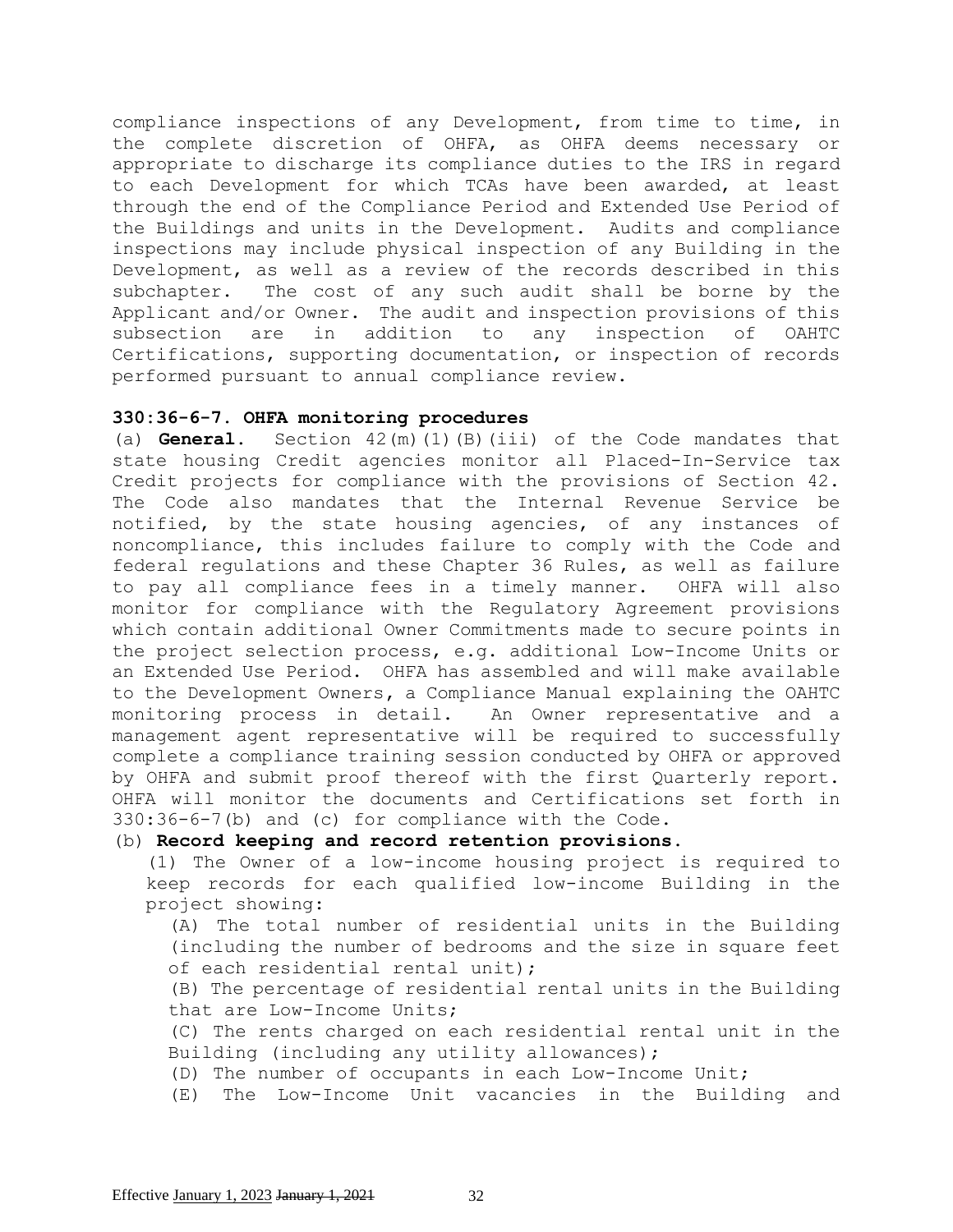compliance inspections of any Development, from time to time, in the complete discretion of OHFA, as OHFA deems necessary or appropriate to discharge its compliance duties to the IRS in regard to each Development for which TCAs have been awarded, at least through the end of the Compliance Period and Extended Use Period of the Buildings and units in the Development. Audits and compliance inspections may include physical inspection of any Building in the Development, as well as a review of the records described in this subchapter. The cost of any such audit shall be borne by the Applicant and/or Owner. The audit and inspection provisions of this subsection are in addition to any inspection of OAHTC Certifications, supporting documentation, or inspection of records performed pursuant to annual compliance review.

**330:36-6-7. OHFA monitoring procedures**

(a) **General.** Section 42(m)(1)(B)(iii) of the Code mandates that state housing Credit agencies monitor all Placed-In-Service tax Credit projects for compliance with the provisions of Section 42. The Code also mandates that the Internal Revenue Service be notified, by the state housing agencies, of any instances of noncompliance, this includes failure to comply with the Code and federal regulations and these Chapter 36 Rules, as well as failure to pay all compliance fees in a timely manner. OHFA will also monitor for compliance with the Regulatory Agreement provisions which contain additional Owner Commitments made to secure points in the project selection process, e.g. additional Low-Income Units or an Extended Use Period. OHFA has assembled and will make available to the Development Owners, a Compliance Manual explaining the OAHTC monitoring process in detail. An Owner representative and a management agent representative will be required to successfully complete a compliance training session conducted by OHFA or approved by OHFA and submit proof thereof with the first Quarterly report. OHFA will monitor the documents and Certifications set forth in 330:36-6-7(b) and (c) for compliance with the Code.

(b) **Record keeping and record retention provisions.**

(1) The Owner of a low-income housing project is required to keep records for each qualified low-income Building in the project showing:

(A) The total number of residential units in the Building (including the number of bedrooms and the size in square feet of each residential rental unit);

(B) The percentage of residential rental units in the Building that are Low-Income Units;

(C) The rents charged on each residential rental unit in the Building (including any utility allowances);

(D) The number of occupants in each Low-Income Unit;

(E) The Low-Income Unit vacancies in the Building and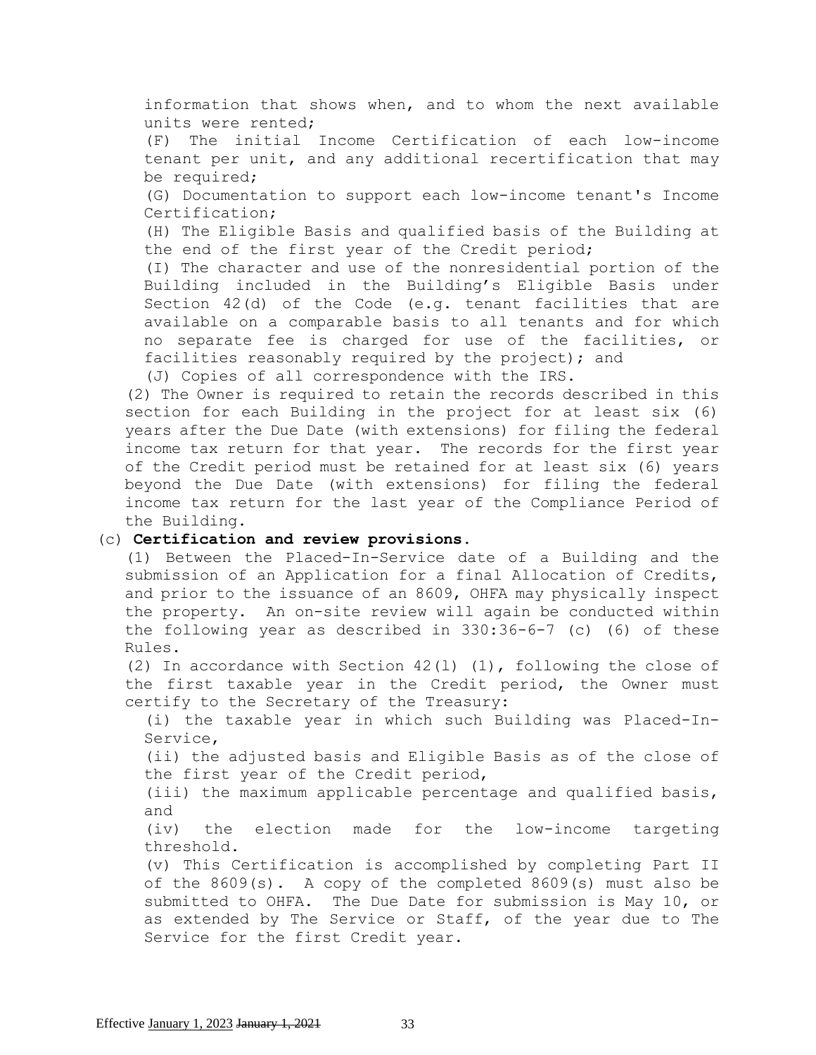information that shows when, and to whom the next available units were rented;

(F) The initial Income Certification of each low-income tenant per unit, and any additional recertification that may be required;

(G) Documentation to support each low-income tenant's Income Certification;

(H) The Eligible Basis and qualified basis of the Building at the end of the first year of the Credit period;

(I) The character and use of the nonresidential portion of the Building included in the Building's Eligible Basis under Section 42(d) of the Code (e.g. tenant facilities that are available on a comparable basis to all tenants and for which no separate fee is charged for use of the facilities, or facilities reasonably required by the project); and

(J) Copies of all correspondence with the IRS.

(2) The Owner is required to retain the records described in this section for each Building in the project for at least six (6) years after the Due Date (with extensions) for filing the federal income tax return for that year. The records for the first year of the Credit period must be retained for at least six (6) years beyond the Due Date (with extensions) for filing the federal income tax return for the last year of the Compliance Period of the Building.

(c) **Certification and review provisions.**

(1) Between the Placed-In-Service date of a Building and the submission of an Application for a final Allocation of Credits, and prior to the issuance of an 8609, OHFA may physically inspect the property. An on-site review will again be conducted within the following year as described in 330:36-6-7 (c) (6) of these Rules.

(2) In accordance with Section 42(l) (1), following the close of the first taxable year in the Credit period, the Owner must certify to the Secretary of the Treasury:

(i) the taxable year in which such Building was Placed-In-Service,

(ii) the adjusted basis and Eligible Basis as of the close of the first year of the Credit period,

(iii) the maximum applicable percentage and qualified basis, and

(iv) the election made for the low-income targeting threshold.

(v) This Certification is accomplished by completing Part II of the 8609(s). A copy of the completed 8609(s) must also be submitted to OHFA. The Due Date for submission is May 10, or as extended by The Service or Staff, of the year due to The Service for the first Credit year.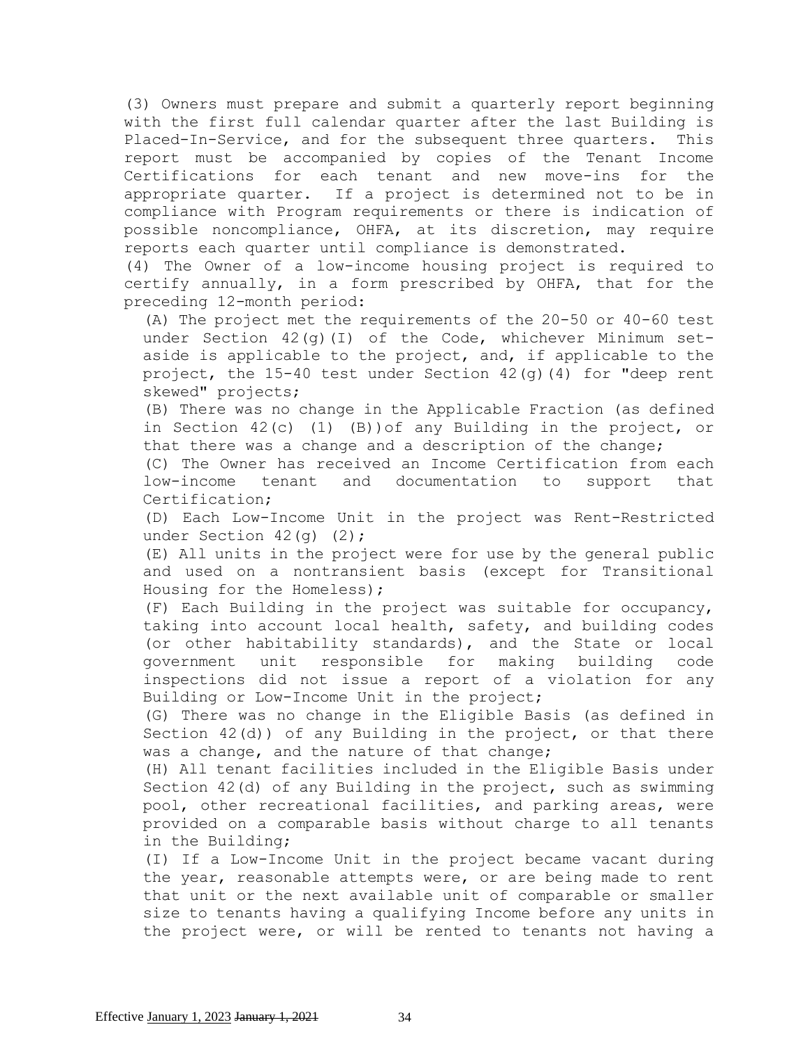(3) Owners must prepare and submit a quarterly report beginning with the first full calendar quarter after the last Building is Placed-In-Service, and for the subsequent three quarters. This report must be accompanied by copies of the Tenant Income Certifications for each tenant and new move-ins for the appropriate quarter. If a project is determined not to be in compliance with Program requirements or there is indication of possible noncompliance, OHFA, at its discretion, may require reports each quarter until compliance is demonstrated.

(4) The Owner of a low-income housing project is required to certify annually, in a form prescribed by OHFA, that for the preceding 12-month period:

(A) The project met the requirements of the 20-50 or 40-60 test under Section 42(g)(I) of the Code, whichever Minimum set-aside is applicable to the project, and, if applicable to the project, the 15-40 test under Section 42(g)(4) for "deep rent skewed" projects;

(B) There was no change in the Applicable Fraction (as defined in Section 42(c) (1) (B))of any Building in the project, or that there was a change and a description of the change;

(C) The Owner has received an Income Certification from each low-income tenant and documentation to support that Certification;

(D) Each Low-Income Unit in the project was Rent-Restricted under Section 42(g) (2);

(E) All units in the project were for use by the general public and used on a nontransient basis (except for Transitional Housing for the Homeless);

(F) Each Building in the project was suitable for occupancy, taking into account local health, safety, and building codes (or other habitability standards), and the State or local government unit responsible for making building code inspections did not issue a report of a violation for any Building or Low-Income Unit in the project;

(G) There was no change in the Eligible Basis (as defined in Section 42(d)) of any Building in the project, or that there was a change, and the nature of that change;

(H) All tenant facilities included in the Eligible Basis under Section 42(d) of any Building in the project, such as swimming pool, other recreational facilities, and parking areas, were provided on a comparable basis without charge to all tenants in the Building;

(I) If a Low-Income Unit in the project became vacant during the year, reasonable attempts were, or are being made to rent that unit or the next available unit of comparable or smaller size to tenants having a qualifying Income before any units in the project were, or will be rented to tenants not having a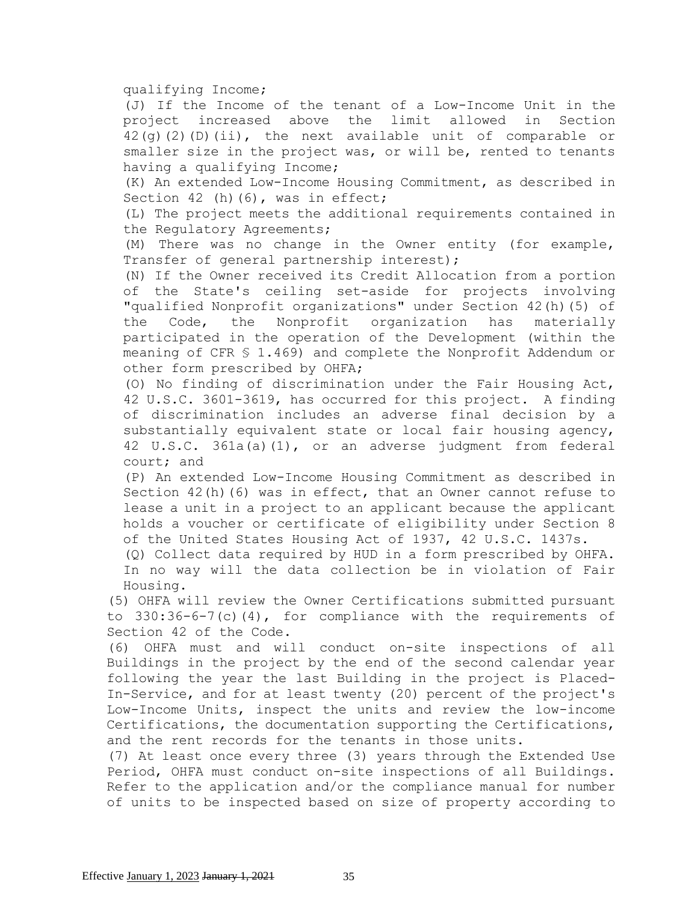qualifying Income;

(J) If the Income of the tenant of a Low-Income Unit in the project increased above the limit allowed in Section 42(g)(2)(D)(ii), the next available unit of comparable or smaller size in the project was, or will be, rented to tenants having a qualifying Income;

(K) An extended Low-Income Housing Commitment, as described in Section 42 (h)(6), was in effect;

(L) The project meets the additional requirements contained in the Regulatory Agreements;

(M) There was no change in the Owner entity (for example, Transfer of general partnership interest);

(N) If the Owner received its Credit Allocation from a portion of the State's ceiling set-aside for projects involving "qualified Nonprofit organizations" under Section 42(h)(5) of the Code, the Nonprofit organization has materially participated in the operation of the Development (within the meaning of CFR § 1.469) and complete the Nonprofit Addendum or other form prescribed by OHFA;

(O) No finding of discrimination under the Fair Housing Act, 42 U.S.C. 3601-3619, has occurred for this project. A finding of discrimination includes an adverse final decision by a substantially equivalent state or local fair housing agency, 42 U.S.C. 361a(a)(1), or an adverse judgment from federal court; and

(P) An extended Low-Income Housing Commitment as described in Section 42(h)(6) was in effect, that an Owner cannot refuse to lease a unit in a project to an applicant because the applicant holds a voucher or certificate of eligibility under Section 8 of the United States Housing Act of 1937, 42 U.S.C. 1437s.

(Q) Collect data required by HUD in a form prescribed by OHFA. In no way will the data collection be in violation of Fair Housing.

(5) OHFA will review the Owner Certifications submitted pursuant to 330:36-6-7(c)(4), for compliance with the requirements of Section 42 of the Code.

(6) OHFA must and will conduct on-site inspections of all Buildings in the project by the end of the second calendar year following the year the last Building in the project is Placed-In-Service, and for at least twenty (20) percent of the project's Low-Income Units, inspect the units and review the low-income Certifications, the documentation supporting the Certifications, and the rent records for the tenants in those units.

(7) At least once every three (3) years through the Extended Use Period, OHFA must conduct on-site inspections of all Buildings. Refer to the application and/or the compliance manual for number of units to be inspected based on size of property according to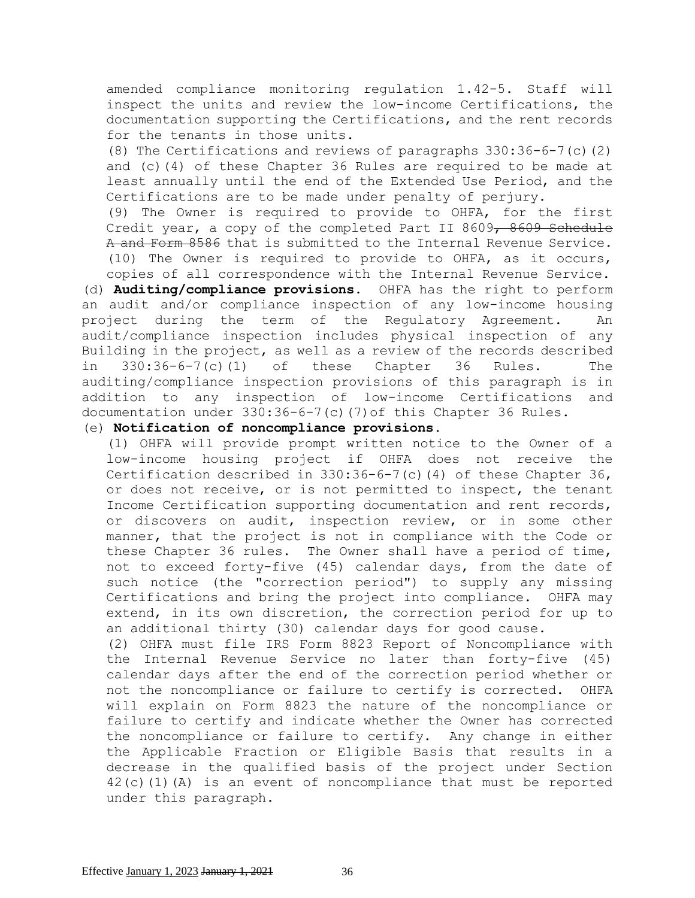amended compliance monitoring regulation 1.42-5. Staff will inspect the units and review the low-income Certifications, the documentation supporting the Certifications, and the rent records for the tenants in those units.

(8) The Certifications and reviews of paragraphs 330:36-6-7(c)(2) and (c)(4) of these Chapter 36 Rules are required to be made at least annually until the end of the Extended Use Period, and the Certifications are to be made under penalty of perjury.

(9) The Owner is required to provide to OHFA, for the first Credit year, a copy of the completed Part II 8609~~, 8609 Schedule A and Form 8586~~ that is submitted to the Internal Revenue Service.

(10) The Owner is required to provide to OHFA, as it occurs, copies of all correspondence with the Internal Revenue Service.

(d) **Auditing/compliance provisions.** OHFA has the right to perform an audit and/or compliance inspection of any low-income housing project during the term of the Regulatory Agreement. An audit/compliance inspection includes physical inspection of any Building in the project, as well as a review of the records described in 330:36-6-7(c)(1) of these Chapter 36 Rules. The auditing/compliance inspection provisions of this paragraph is in addition to any inspection of low-income Certifications and documentation under 330:36-6-7(c)(7)of this Chapter 36 Rules.

(e) **Notification of noncompliance provisions.**

(1) OHFA will provide prompt written notice to the Owner of a low-income housing project if OHFA does not receive the Certification described in 330:36-6-7(c)(4) of these Chapter 36, or does not receive, or is not permitted to inspect, the tenant Income Certification supporting documentation and rent records, or discovers on audit, inspection review, or in some other manner, that the project is not in compliance with the Code or these Chapter 36 rules. The Owner shall have a period of time, not to exceed forty-five (45) calendar days, from the date of such notice (the "correction period") to supply any missing Certifications and bring the project into compliance. OHFA may extend, in its own discretion, the correction period for up to an additional thirty (30) calendar days for good cause.

(2) OHFA must file IRS Form 8823 Report of Noncompliance with the Internal Revenue Service no later than forty-five (45) calendar days after the end of the correction period whether or not the noncompliance or failure to certify is corrected. OHFA will explain on Form 8823 the nature of the noncompliance or failure to certify and indicate whether the Owner has corrected the noncompliance or failure to certify. Any change in either the Applicable Fraction or Eligible Basis that results in a decrease in the qualified basis of the project under Section 42(c)(1)(A) is an event of noncompliance that must be reported under this paragraph.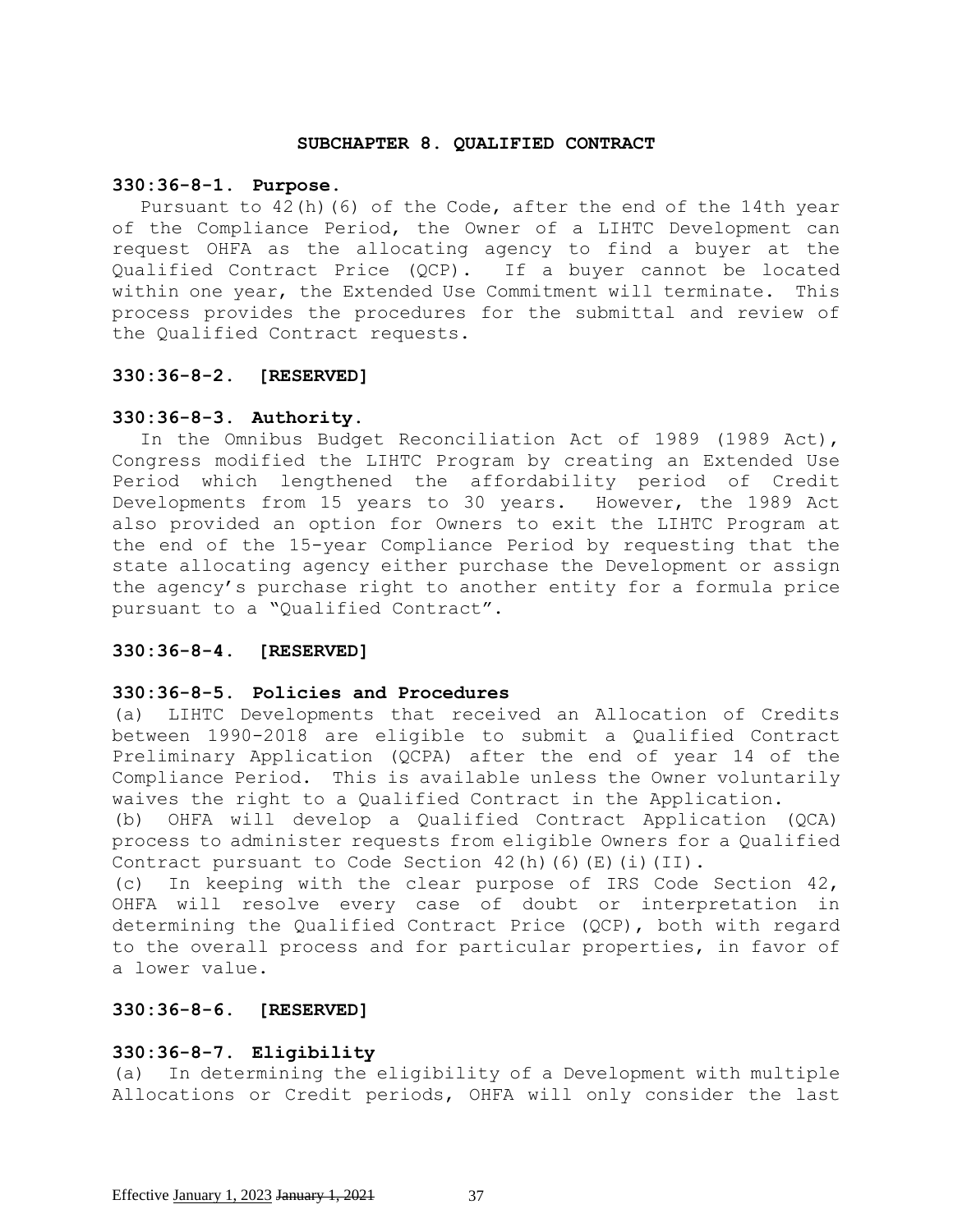## SUBCHAPTER 8. QUALIFIED CONTRACT

**330:36-8-1. Purpose.**

Pursuant to 42(h)(6) of the Code, after the end of the 14th year of the Compliance Period, the Owner of a LIHTC Development can request OHFA as the allocating agency to find a buyer at the Qualified Contract Price (QCP). If a buyer cannot be located within one year, the Extended Use Commitment will terminate. This process provides the procedures for the submittal and review of the Qualified Contract requests.

**330:36-8-2. [RESERVED]**

**330:36-8-3. Authority.**

In the Omnibus Budget Reconciliation Act of 1989 (1989 Act), Congress modified the LIHTC Program by creating an Extended Use Period which lengthened the affordability period of Credit Developments from 15 years to 30 years. However, the 1989 Act also provided an option for Owners to exit the LIHTC Program at the end of the 15-year Compliance Period by requesting that the state allocating agency either purchase the Development or assign the agency's purchase right to another entity for a formula price pursuant to a "Qualified Contract".

**330:36-8-4. [RESERVED]**

**330:36-8-5. Policies and Procedures**

(a) LIHTC Developments that received an Allocation of Credits between 1990-2018 are eligible to submit a Qualified Contract Preliminary Application (QCPA) after the end of year 14 of the Compliance Period. This is available unless the Owner voluntarily waives the right to a Qualified Contract in the Application.

(b) OHFA will develop a Qualified Contract Application (QCA) process to administer requests from eligible Owners for a Qualified Contract pursuant to Code Section 42(h)(6)(E)(i)(II).

(c) In keeping with the clear purpose of IRS Code Section 42, OHFA will resolve every case of doubt or interpretation in determining the Qualified Contract Price (QCP), both with regard to the overall process and for particular properties, in favor of a lower value.

**330:36-8-6. [RESERVED]**

**330:36-8-7. Eligibility**

(a) In determining the eligibility of a Development with multiple Allocations or Credit periods, OHFA will only consider the last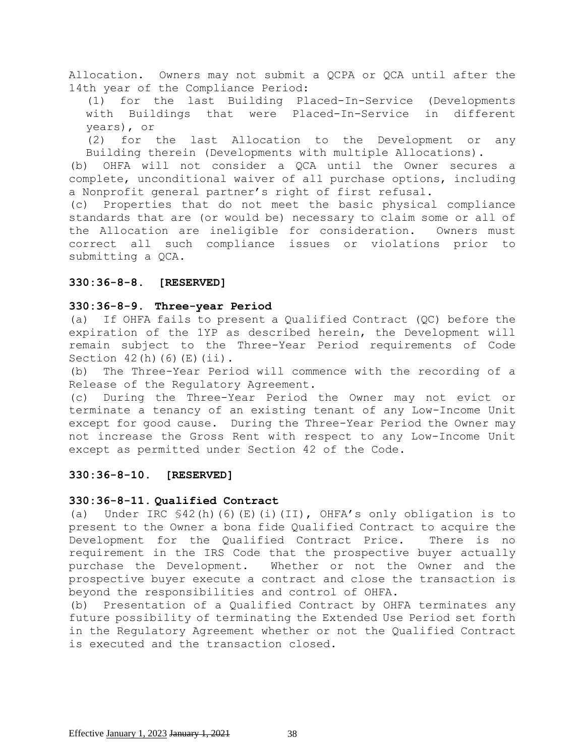Allocation. Owners may not submit a QCPA or QCA until after the 14th year of the Compliance Period:

(1) for the last Building Placed-In-Service (Developments with Buildings that were Placed-In-Service in different years), or

(2) for the last Allocation to the Development or any Building therein (Developments with multiple Allocations).

(b) OHFA will not consider a QCA until the Owner secures a complete, unconditional waiver of all purchase options, including a Nonprofit general partner's right of first refusal.

(c) Properties that do not meet the basic physical compliance standards that are (or would be) necessary to claim some or all of the Allocation are ineligible for consideration. Owners must correct all such compliance issues or violations prior to submitting a QCA.

**330:36-8-8. [RESERVED]**

**330:36-8-9. Three-year Period**

(a) If OHFA fails to present a Qualified Contract (QC) before the expiration of the 1YP as described herein, the Development will remain subject to the Three-Year Period requirements of Code Section 42(h)(6)(E)(ii).

(b) The Three-Year Period will commence with the recording of a Release of the Regulatory Agreement.

(c) During the Three-Year Period the Owner may not evict or terminate a tenancy of an existing tenant of any Low-Income Unit except for good cause. During the Three-Year Period the Owner may not increase the Gross Rent with respect to any Low-Income Unit except as permitted under Section 42 of the Code.

**330:36-8-10. [RESERVED]**

**330:36-8-11. Qualified Contract**

(a) Under IRC §42(h)(6)(E)(i)(II), OHFA's only obligation is to present to the Owner a bona fide Qualified Contract to acquire the Development for the Qualified Contract Price. There is no requirement in the IRS Code that the prospective buyer actually purchase the Development. Whether or not the Owner and the prospective buyer execute a contract and close the transaction is beyond the responsibilities and control of OHFA.

(b) Presentation of a Qualified Contract by OHFA terminates any future possibility of terminating the Extended Use Period set forth in the Regulatory Agreement whether or not the Qualified Contract is executed and the transaction closed.